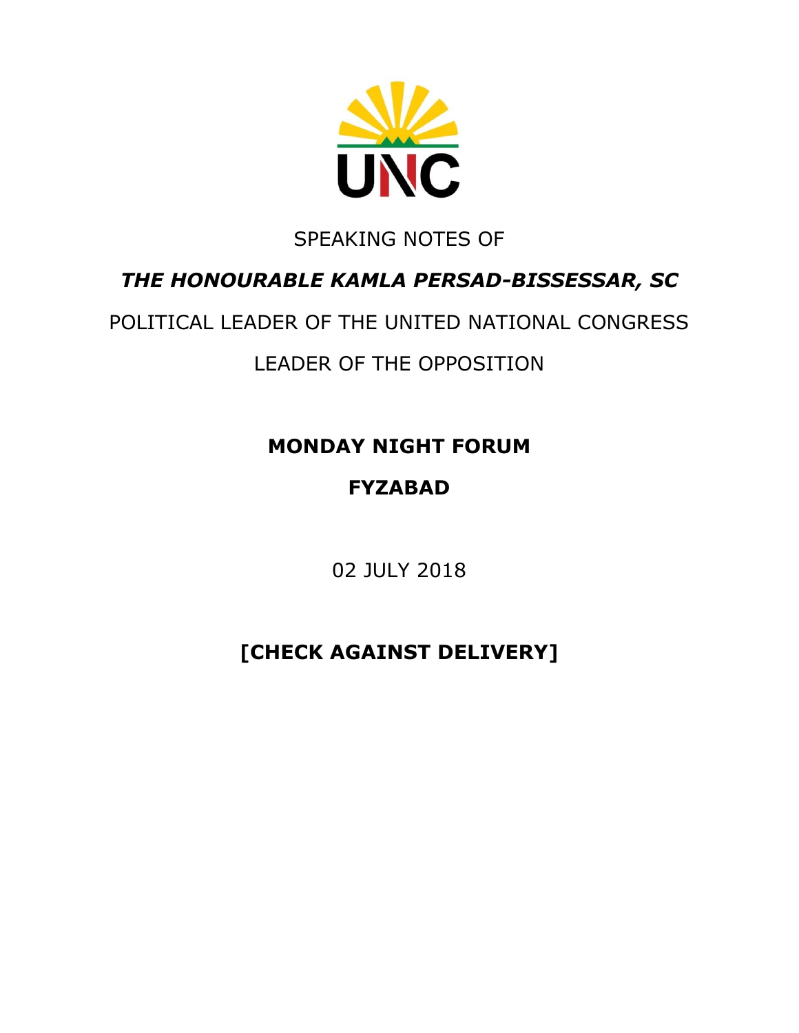UNC

SPEAKING NOTES OF

***THE HONOURABLE KAMLA PERSAD-BISSESSAR, SC***

POLITICAL LEADER OF THE UNITED NATIONAL CONGRESS

LEADER OF THE OPPOSITION

**MONDAY NIGHT FORUM**

**FYZABAD**

02 JULY 2018

**[CHECK AGAINST DELIVERY]**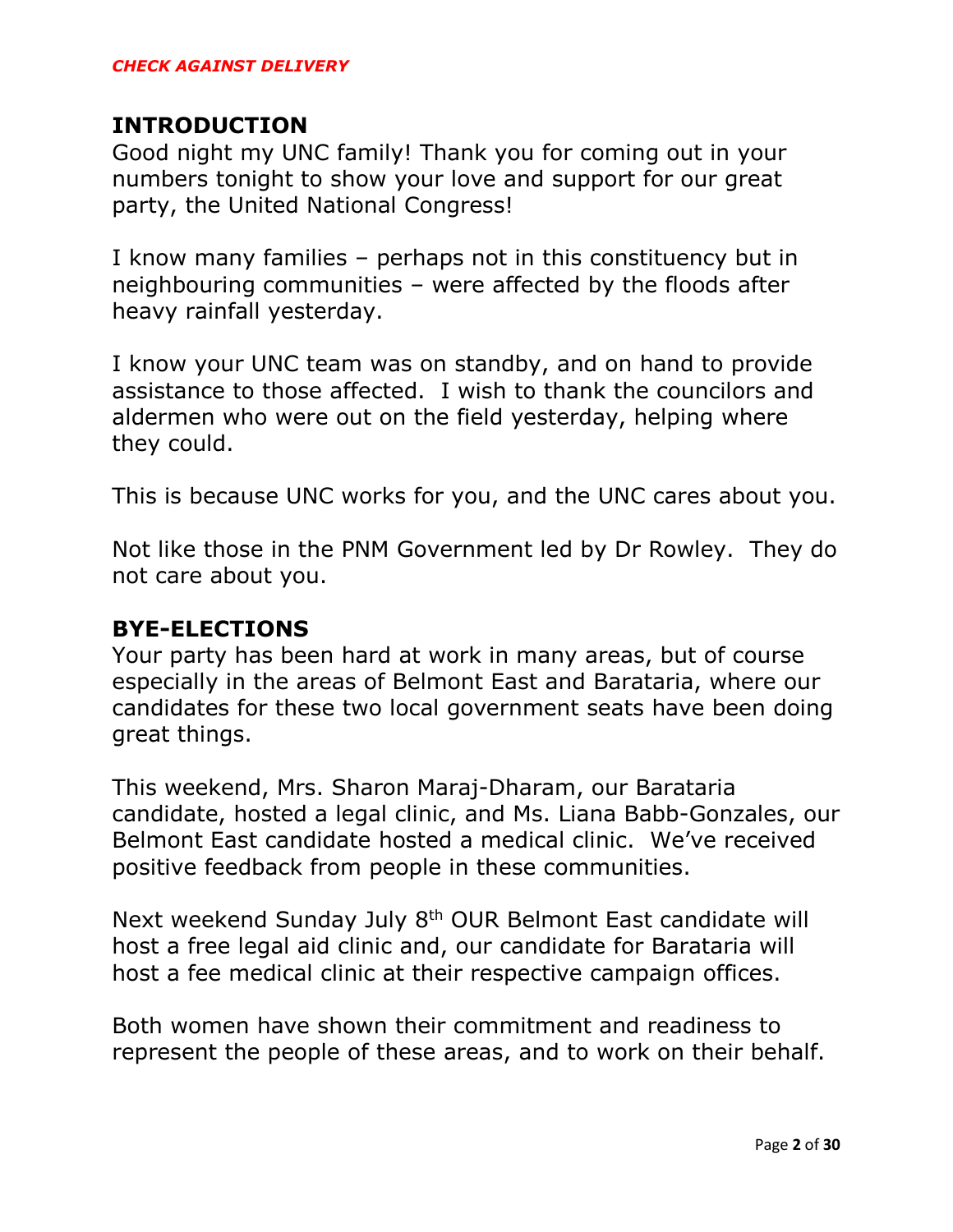*CHECK AGAINST DELIVERY*

## INTRODUCTION

Good night my UNC family! Thank you for coming out in your numbers tonight to show your love and support for our great party, the United National Congress!

I know many families – perhaps not in this constituency but in neighbouring communities – were affected by the floods after heavy rainfall yesterday.

I know your UNC team was on standby, and on hand to provide assistance to those affected. I wish to thank the councilors and aldermen who were out on the field yesterday, helping where they could.

This is because UNC works for you, and the UNC cares about you.

Not like those in the PNM Government led by Dr Rowley. They do not care about you.

## BYE-ELECTIONS

Your party has been hard at work in many areas, but of course especially in the areas of Belmont East and Barataria, where our candidates for these two local government seats have been doing great things.

This weekend, Mrs. Sharon Maraj-Dharam, our Barataria candidate, hosted a legal clinic, and Ms. Liana Babb-Gonzales, our Belmont East candidate hosted a medical clinic. We've received positive feedback from people in these communities.

Next weekend Sunday July 8th OUR Belmont East candidate will host a free legal aid clinic and, our candidate for Barataria will host a fee medical clinic at their respective campaign offices.

Both women have shown their commitment and readiness to represent the people of these areas, and to work on their behalf.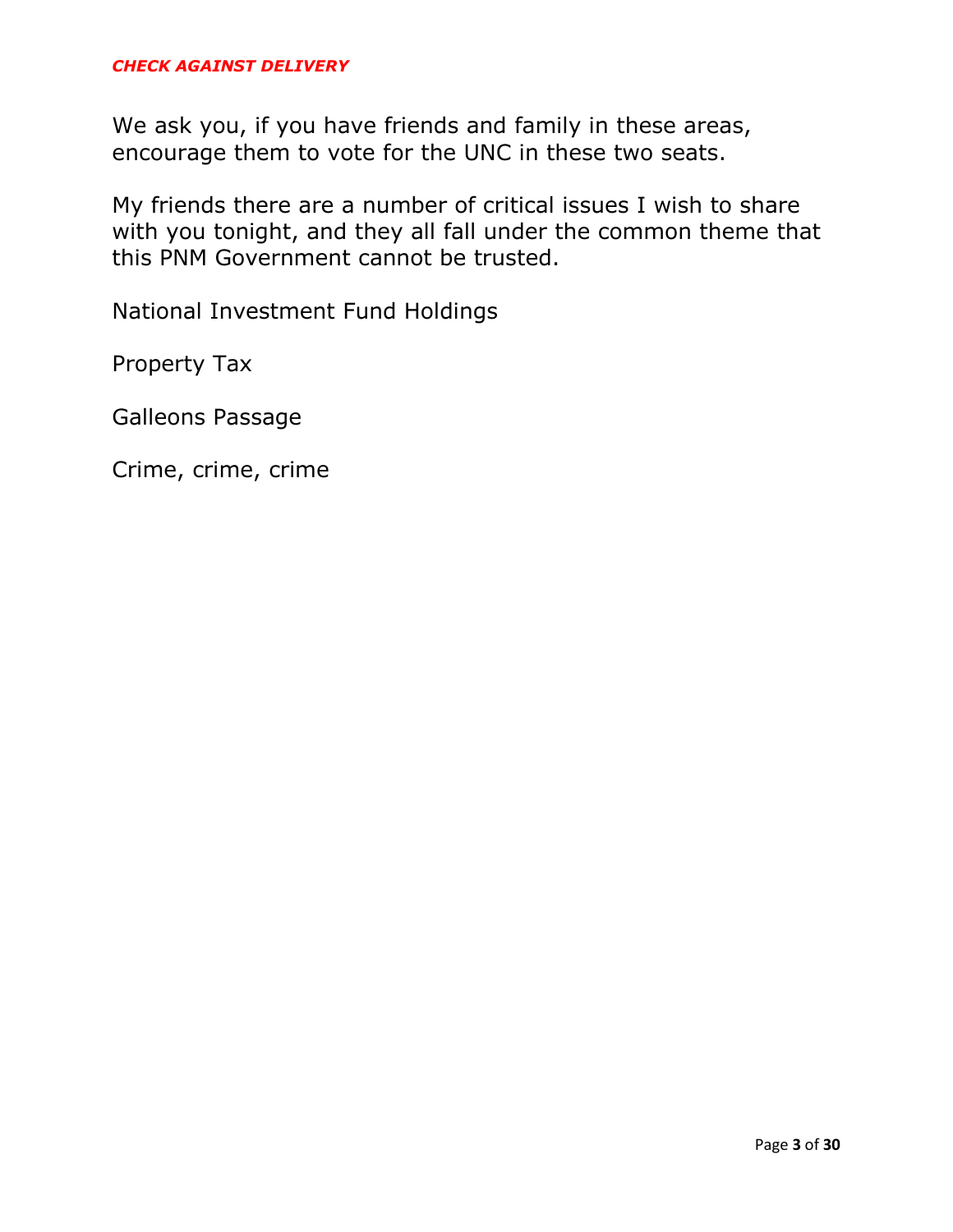We ask you, if you have friends and family in these areas, encourage them to vote for the UNC in these two seats.

My friends there are a number of critical issues I wish to share with you tonight, and they all fall under the common theme that this PNM Government cannot be trusted.

National Investment Fund Holdings

Property Tax

Galleons Passage

Crime, crime, crime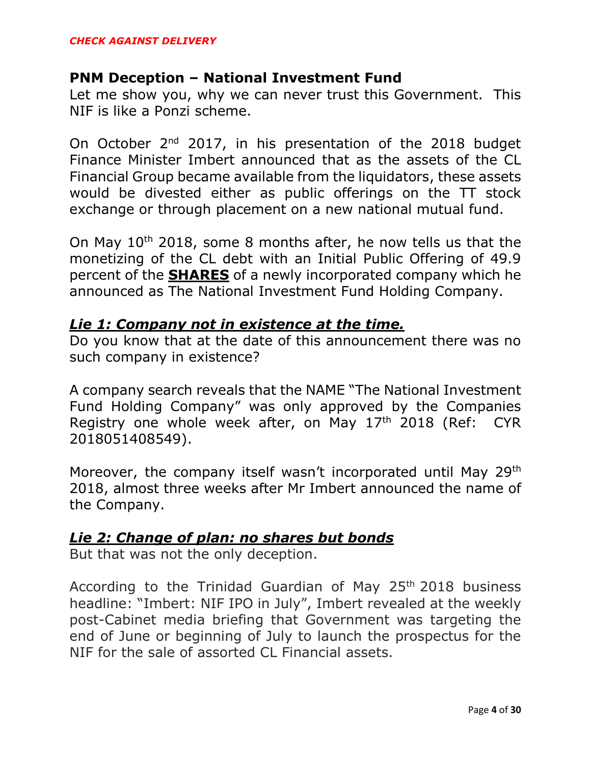*CHECK AGAINST DELIVERY*

## PNM Deception – National Investment Fund

Let me show you, why we can never trust this Government. This NIF is like a Ponzi scheme.

On October 2nd 2017, in his presentation of the 2018 budget Finance Minister Imbert announced that as the assets of the CL Financial Group became available from the liquidators, these assets would be divested either as public offerings on the TT stock exchange or through placement on a new national mutual fund.

On May 10th 2018, some 8 months after, he now tells us that the monetizing of the CL debt with an Initial Public Offering of 49.9 percent of the **SHARES** of a newly incorporated company which he announced as The National Investment Fund Holding Company.

### ***Lie 1: Company not in existence at the time.***

Do you know that at the date of this announcement there was no such company in existence?

A company search reveals that the NAME "The National Investment Fund Holding Company" was only approved by the Companies Registry one whole week after, on May 17th 2018 (Ref: CYR 2018051408549).

Moreover, the company itself wasn't incorporated until May 29th 2018, almost three weeks after Mr Imbert announced the name of the Company.

### ***Lie 2: Change of plan: no shares but bonds***

But that was not the only deception.

According to the Trinidad Guardian of May 25th 2018 business headline: "Imbert: NIF IPO in July", Imbert revealed at the weekly post-Cabinet media briefing that Government was targeting the end of June or beginning of July to launch the prospectus for the NIF for the sale of assorted CL Financial assets.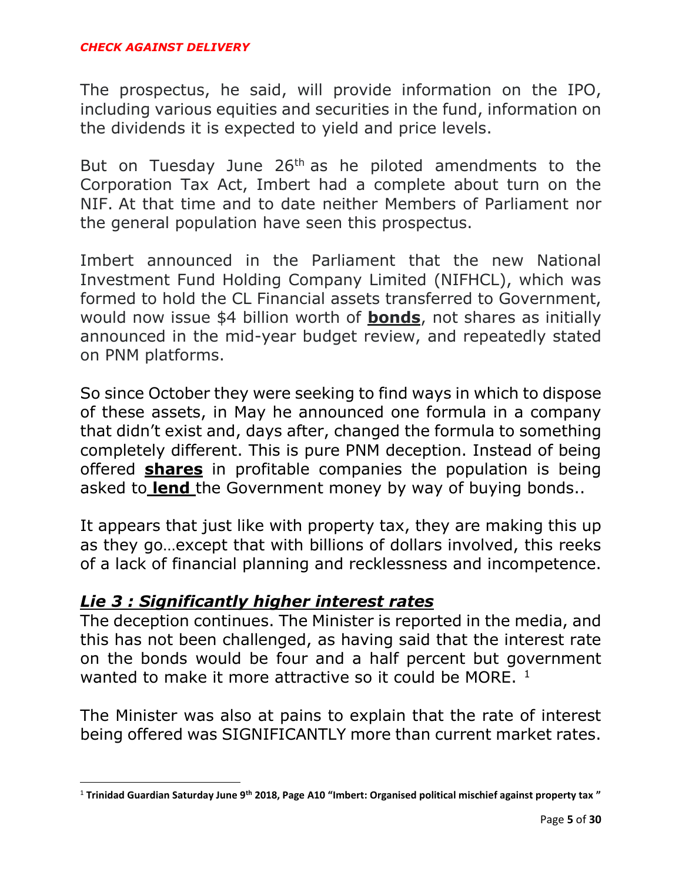The prospectus, he said, will provide information on the IPO, including various equities and securities in the fund, information on the dividends it is expected to yield and price levels.

But on Tuesday June 26th as he piloted amendments to the Corporation Tax Act, Imbert had a complete about turn on the NIF. At that time and to date neither Members of Parliament nor the general population have seen this prospectus.

Imbert announced in the Parliament that the new National Investment Fund Holding Company Limited (NIFHCL), which was formed to hold the CL Financial assets transferred to Government, would now issue $4 billion worth of **bonds**, not shares as initially announced in the mid-year budget review, and repeatedly stated on PNM platforms.

So since October they were seeking to find ways in which to dispose of these assets, in May he announced one formula in a company that didn't exist and, days after, changed the formula to something completely different. This is pure PNM deception. Instead of being offered **shares** in profitable companies the population is being asked to **lend** the Government money by way of buying bonds..

It appears that just like with property tax, they are making this up as they go…except that with billions of dollars involved, this reeks of a lack of financial planning and recklessness and incompetence.

## ***Lie 3 : Significantly higher interest rates***

The deception continues. The Minister is reported in the media, and this has not been challenged, as having said that the interest rate on the bonds would be four and a half percent but government wanted to make it more attractive so it could be MORE. [1]

The Minister was also at pains to explain that the rate of interest being offered was SIGNIFICANTLY more than current market rates.

---

[1] **Trinidad Guardian Saturday June 9th 2018, Page A10 "Imbert: Organised political mischief against property tax "**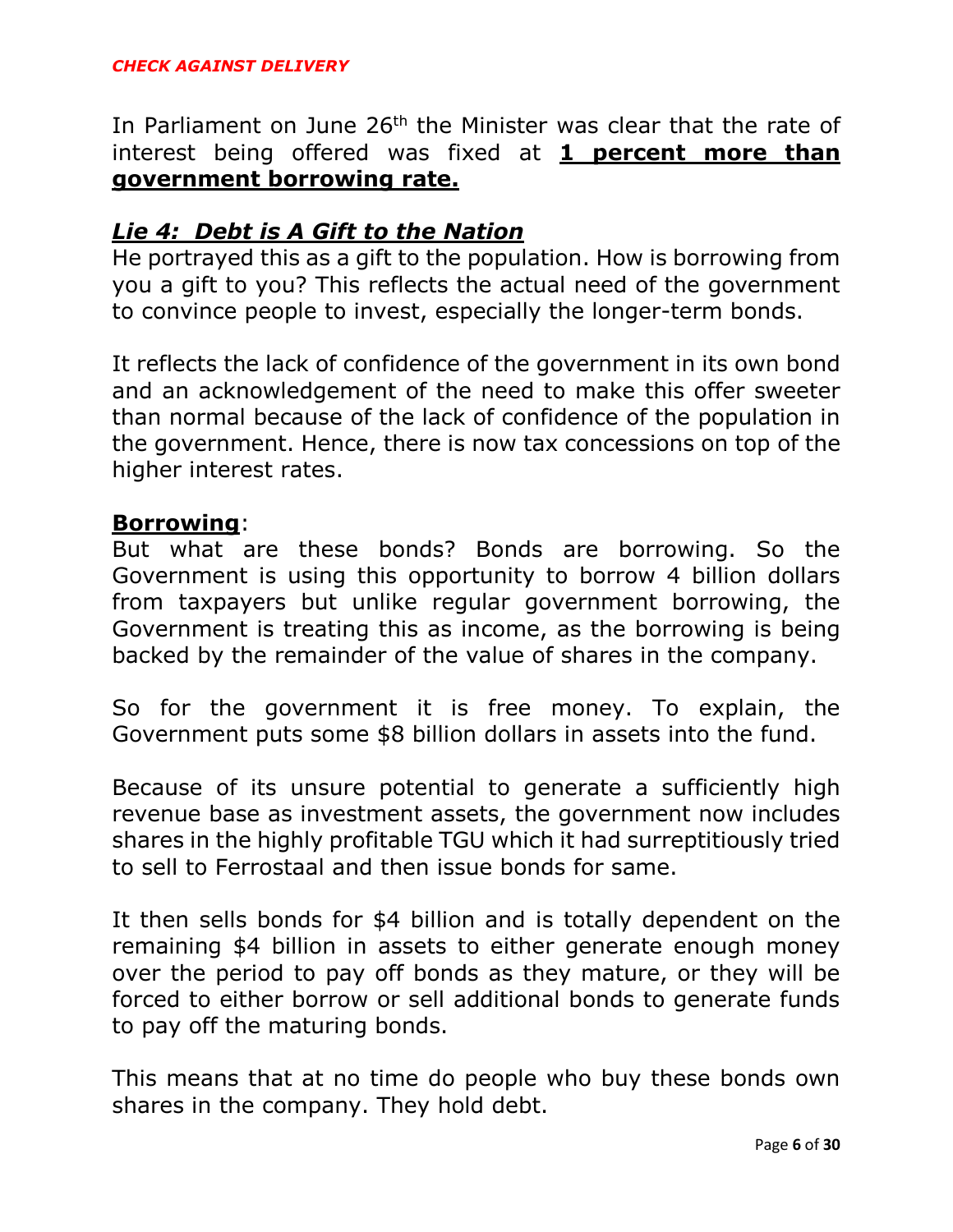*CHECK AGAINST DELIVERY*

In Parliament on June 26th the Minister was clear that the rate of interest being offered was fixed at **1 percent more than government borrowing rate.**

## ***Lie 4: Debt is A Gift to the Nation***

He portrayed this as a gift to the population. How is borrowing from you a gift to you? This reflects the actual need of the government to convince people to invest, especially the longer-term bonds.

It reflects the lack of confidence of the government in its own bond and an acknowledgement of the need to make this offer sweeter than normal because of the lack of confidence of the population in the government. Hence, there is now tax concessions on top of the higher interest rates.

**Borrowing**:

But what are these bonds? Bonds are borrowing. So the Government is using this opportunity to borrow 4 billion dollars from taxpayers but unlike regular government borrowing, the Government is treating this as income, as the borrowing is being backed by the remainder of the value of shares in the company.

So for the government it is free money. To explain, the Government puts some $8 billion dollars in assets into the fund.

Because of its unsure potential to generate a sufficiently high revenue base as investment assets, the government now includes shares in the highly profitable TGU which it had surreptitiously tried to sell to Ferrostaal and then issue bonds for same.

It then sells bonds for $4 billion and is totally dependent on the remaining $4 billion in assets to either generate enough money over the period to pay off bonds as they mature, or they will be forced to either borrow or sell additional bonds to generate funds to pay off the maturing bonds.

This means that at no time do people who buy these bonds own shares in the company. They hold debt.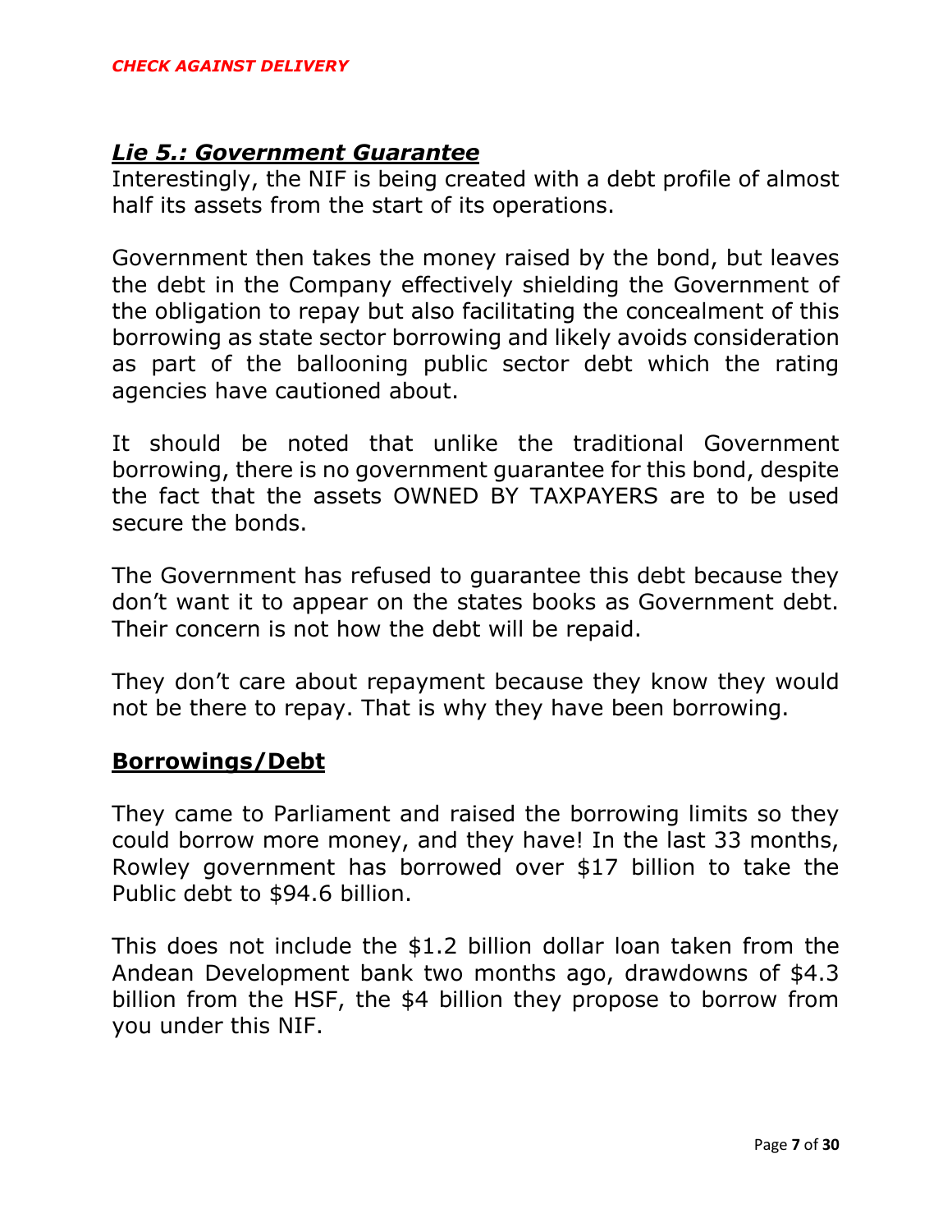## ***Lie 5.: Government Guarantee***

Interestingly, the NIF is being created with a debt profile of almost half its assets from the start of its operations.

Government then takes the money raised by the bond, but leaves the debt in the Company effectively shielding the Government of the obligation to repay but also facilitating the concealment of this borrowing as state sector borrowing and likely avoids consideration as part of the ballooning public sector debt which the rating agencies have cautioned about.

It should be noted that unlike the traditional Government borrowing, there is no government guarantee for this bond, despite the fact that the assets OWNED BY TAXPAYERS are to be used secure the bonds.

The Government has refused to guarantee this debt because they don't want it to appear on the states books as Government debt. Their concern is not how the debt will be repaid.

They don't care about repayment because they know they would not be there to repay. That is why they have been borrowing.

## **Borrowings/Debt**

They came to Parliament and raised the borrowing limits so they could borrow more money, and they have! In the last 33 months, Rowley government has borrowed over $17 billion to take the Public debt to $94.6 billion.

This does not include the $1.2 billion dollar loan taken from the Andean Development bank two months ago, drawdowns of $4.3 billion from the HSF, the $4 billion they propose to borrow from you under this NIF.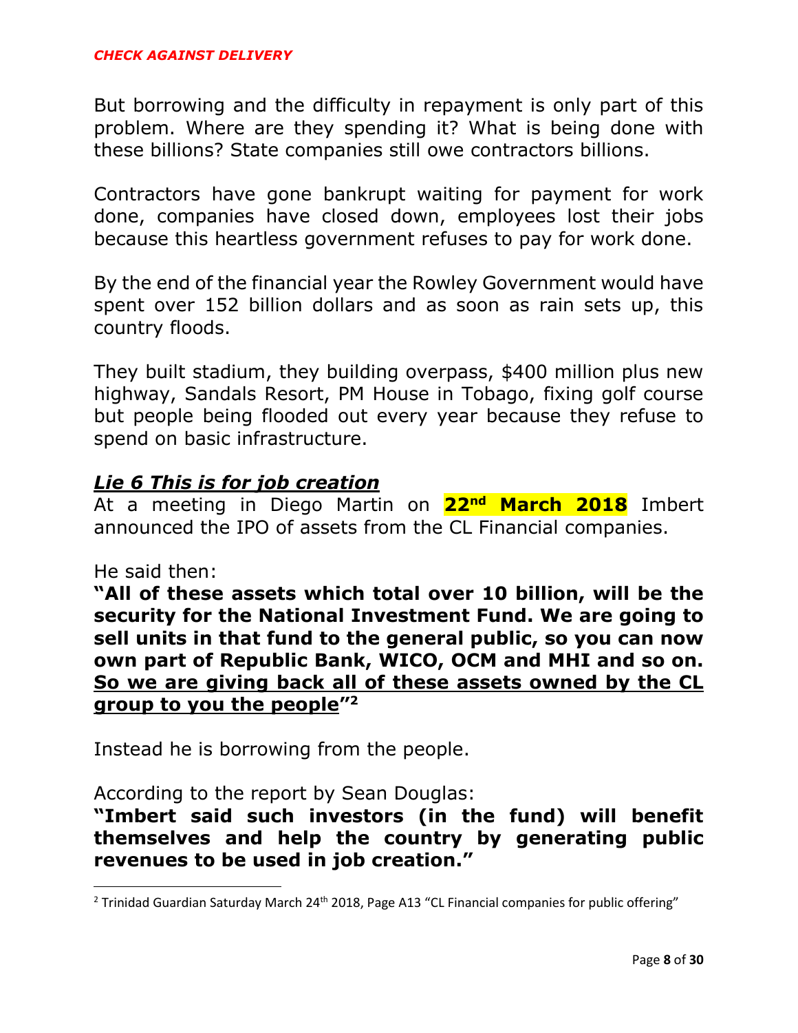But borrowing and the difficulty in repayment is only part of this problem. Where are they spending it? What is being done with these billions? State companies still owe contractors billions.

Contractors have gone bankrupt waiting for payment for work done, companies have closed down, employees lost their jobs because this heartless government refuses to pay for work done.

By the end of the financial year the Rowley Government would have spent over 152 billion dollars and as soon as rain sets up, this country floods.

They built stadium, they building overpass, $400 million plus new highway, Sandals Resort, PM House in Tobago, fixing golf course but people being flooded out every year because they refuse to spend on basic infrastructure.

### ***Lie 6 This is for job creation***

At a meeting in Diego Martin on **22nd March 2018** Imbert announced the IPO of assets from the CL Financial companies.

He said then:
**"All of these assets which total over 10 billion, will be the security for the National Investment Fund. We are going to sell units in that fund to the general public, so you can now own part of Republic Bank, WICO, OCM and MHI and so on. So we are giving back all of these assets owned by the CL group to you the people"**[2]

Instead he is borrowing from the people.

According to the report by Sean Douglas:
**"Imbert said such investors (in the fund) will benefit themselves and help the country by generating public revenues to be used in job creation."**

---

[2] Trinidad Guardian Saturday March 24th 2018, Page A13 "CL Financial companies for public offering"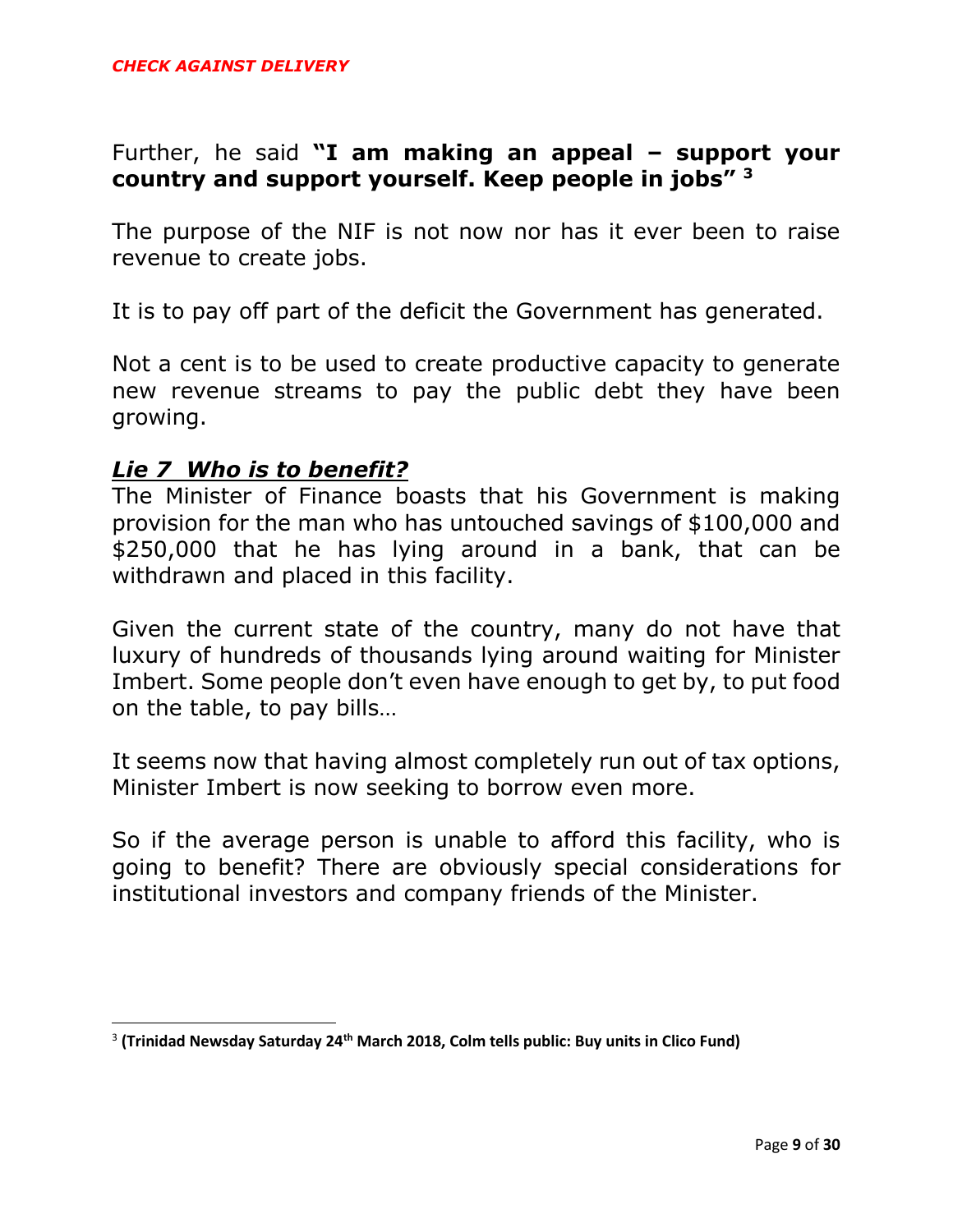Further, he said **"I am making an appeal – support your country and support yourself. Keep people in jobs"** [3]

The purpose of the NIF is not now nor has it ever been to raise revenue to create jobs.

It is to pay off part of the deficit the Government has generated.

Not a cent is to be used to create productive capacity to generate new revenue streams to pay the public debt they have been growing.

***Lie 7 Who is to benefit?***

The Minister of Finance boasts that his Government is making provision for the man who has untouched savings of $100,000 and $250,000 that he has lying around in a bank, that can be withdrawn and placed in this facility.

Given the current state of the country, many do not have that luxury of hundreds of thousands lying around waiting for Minister Imbert. Some people don't even have enough to get by, to put food on the table, to pay bills…

It seems now that having almost completely run out of tax options, Minister Imbert is now seeking to borrow even more.

So if the average person is unable to afford this facility, who is going to benefit? There are obviously special considerations for institutional investors and company friends of the Minister.

---

[3] **(Trinidad Newsday Saturday 24th March 2018, Colm tells public: Buy units in Clico Fund)**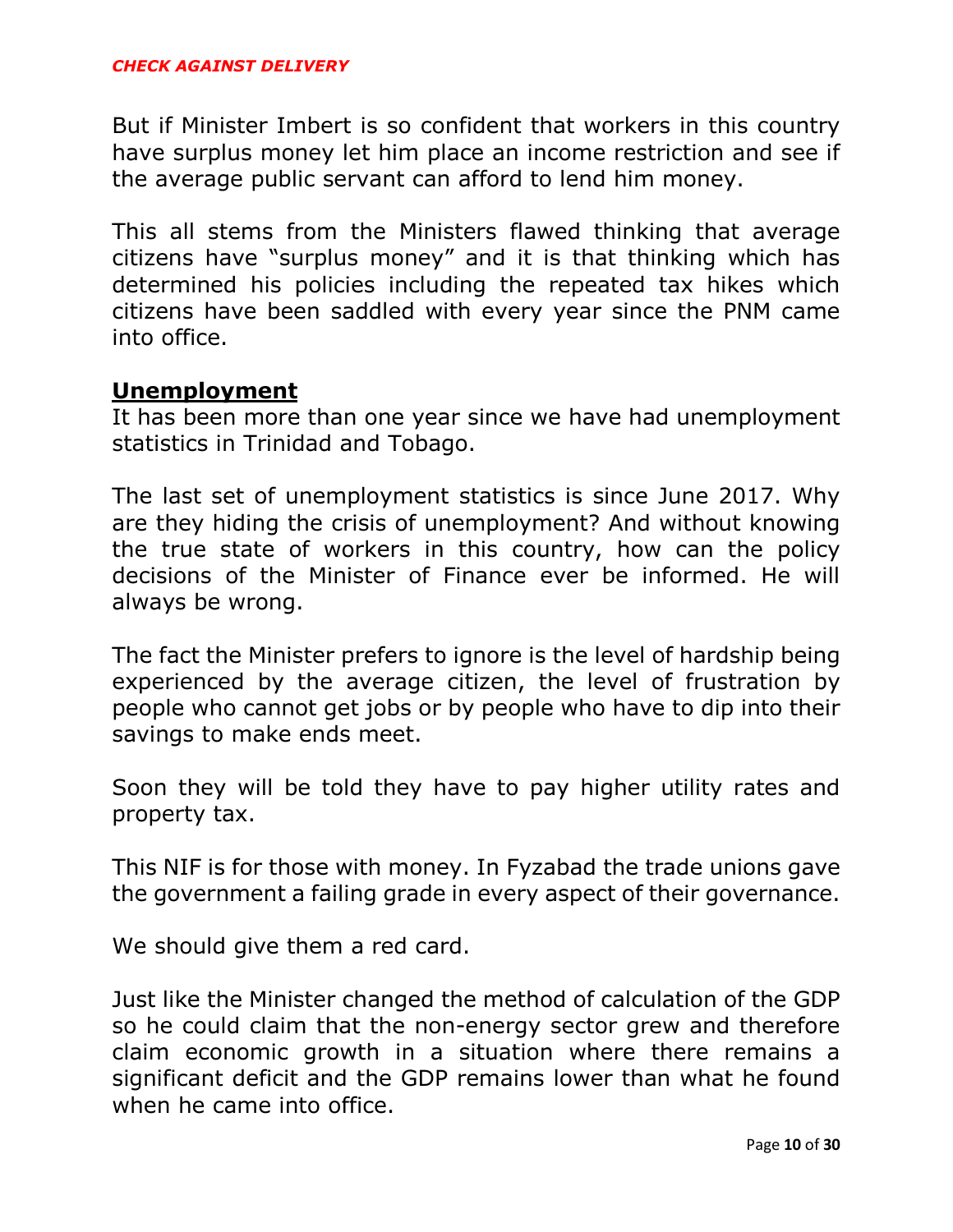*CHECK AGAINST DELIVERY*

But if Minister Imbert is so confident that workers in this country have surplus money let him place an income restriction and see if the average public servant can afford to lend him money.

This all stems from the Ministers flawed thinking that average citizens have "surplus money" and it is that thinking which has determined his policies including the repeated tax hikes which citizens have been saddled with every year since the PNM came into office.

**Unemployment**

It has been more than one year since we have had unemployment statistics in Trinidad and Tobago.

The last set of unemployment statistics is since June 2017. Why are they hiding the crisis of unemployment? And without knowing the true state of workers in this country, how can the policy decisions of the Minister of Finance ever be informed. He will always be wrong.

The fact the Minister prefers to ignore is the level of hardship being experienced by the average citizen, the level of frustration by people who cannot get jobs or by people who have to dip into their savings to make ends meet.

Soon they will be told they have to pay higher utility rates and property tax.

This NIF is for those with money. In Fyzabad the trade unions gave the government a failing grade in every aspect of their governance.

We should give them a red card.

Just like the Minister changed the method of calculation of the GDP so he could claim that the non-energy sector grew and therefore claim economic growth in a situation where there remains a significant deficit and the GDP remains lower than what he found when he came into office.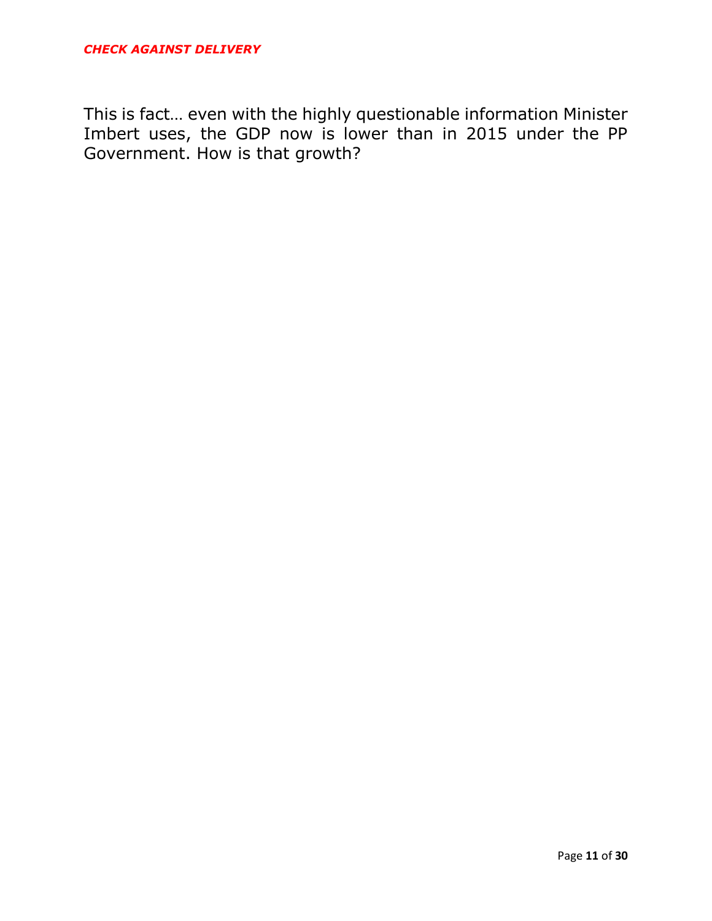This is fact… even with the highly questionable information Minister Imbert uses, the GDP now is lower than in 2015 under the PP Government. How is that growth?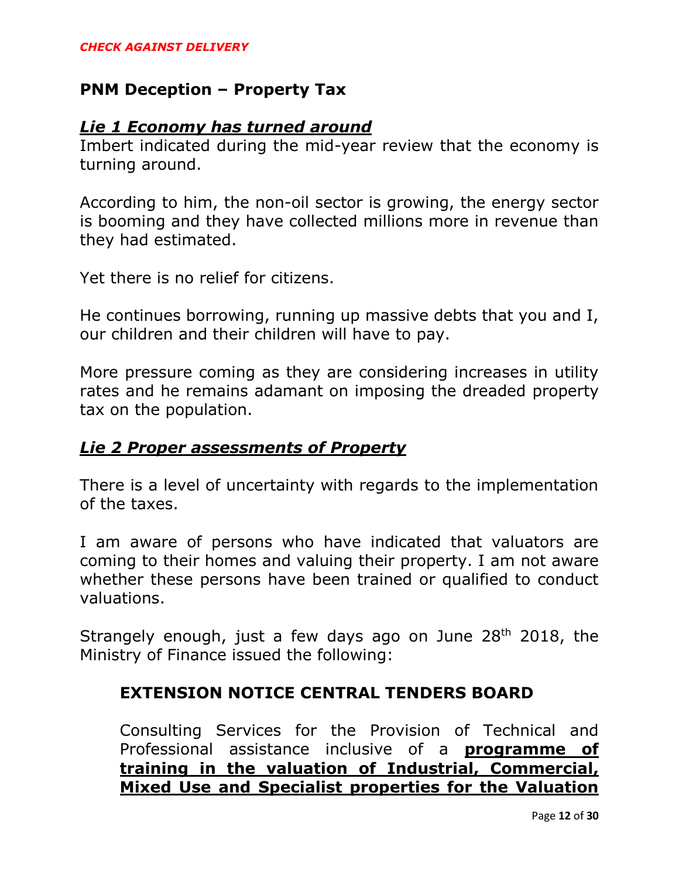*CHECK AGAINST DELIVERY*

## PNM Deception – Property Tax

### ***Lie 1 Economy has turned around***

Imbert indicated during the mid-year review that the economy is turning around.

According to him, the non-oil sector is growing, the energy sector is booming and they have collected millions more in revenue than they had estimated.

Yet there is no relief for citizens.

He continues borrowing, running up massive debts that you and I, our children and their children will have to pay.

More pressure coming as they are considering increases in utility rates and he remains adamant on imposing the dreaded property tax on the population.

### ***Lie 2 Proper assessments of Property***

There is a level of uncertainty with regards to the implementation of the taxes.

I am aware of persons who have indicated that valuators are coming to their homes and valuing their property. I am not aware whether these persons have been trained or qualified to conduct valuations.

Strangely enough, just a few days ago on June 28th 2018, the Ministry of Finance issued the following:

> **EXTENSION NOTICE CENTRAL TENDERS BOARD**
>
> Consulting Services for the Provision of Technical and Professional assistance inclusive of a **programme of training in the valuation of Industrial, Commercial, Mixed Use and Specialist properties for the Valuation**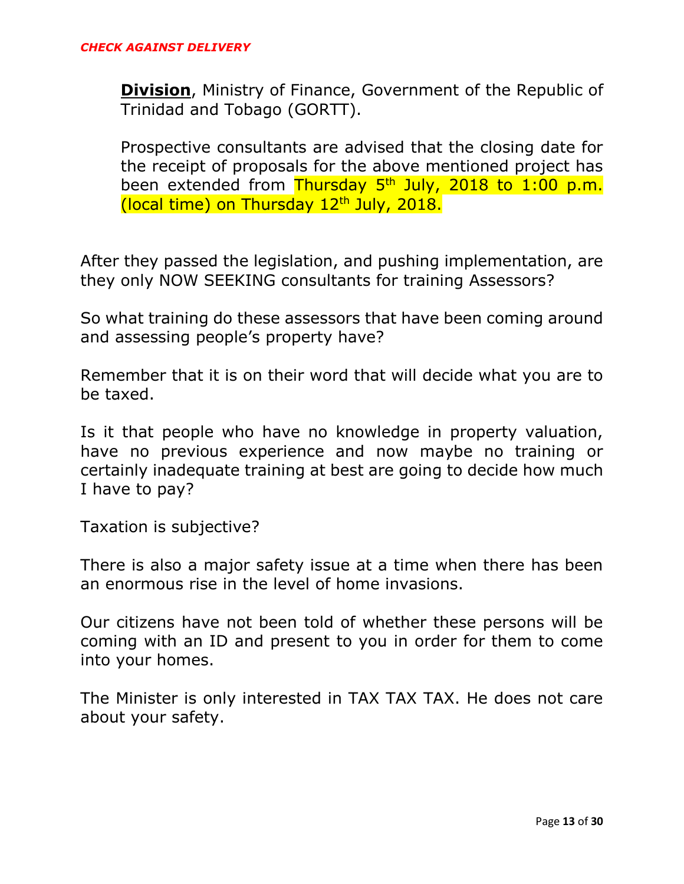**Division**, Ministry of Finance, Government of the Republic of Trinidad and Tobago (GORTT).

Prospective consultants are advised that the closing date for the receipt of proposals for the above mentioned project has been extended from Thursday 5th July, 2018 to 1:00 p.m. (local time) on Thursday 12th July, 2018.

After they passed the legislation, and pushing implementation, are they only NOW SEEKING consultants for training Assessors?

So what training do these assessors that have been coming around and assessing people's property have?

Remember that it is on their word that will decide what you are to be taxed.

Is it that people who have no knowledge in property valuation, have no previous experience and now maybe no training or certainly inadequate training at best are going to decide how much I have to pay?

Taxation is subjective?

There is also a major safety issue at a time when there has been an enormous rise in the level of home invasions.

Our citizens have not been told of whether these persons will be coming with an ID and present to you in order for them to come into your homes.

The Minister is only interested in TAX TAX TAX. He does not care about your safety.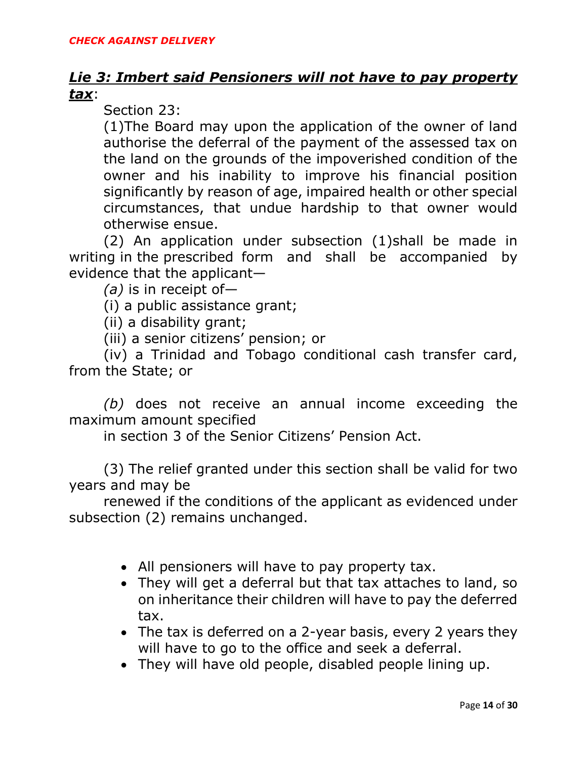***CHECK AGAINST DELIVERY***

## ***Lie 3: Imbert said Pensioners will not have to pay property tax***:

Section 23:

(1)The Board may upon the application of the owner of land authorise the deferral of the payment of the assessed tax on the land on the grounds of the impoverished condition of the owner and his inability to improve his financial position significantly by reason of age, impaired health or other special circumstances, that undue hardship to that owner would otherwise ensue.

(2) An application under subsection (1)shall be made in writing in the prescribed form and shall be accompanied by evidence that the applicant—

*(a)* is in receipt of—

(i) a public assistance grant;

(ii) a disability grant;

(iii) a senior citizens' pension; or

(iv) a Trinidad and Tobago conditional cash transfer card, from the State; or

*(b)* does not receive an annual income exceeding the maximum amount specified in section 3 of the Senior Citizens' Pension Act.

(3) The relief granted under this section shall be valid for two years and may be renewed if the conditions of the applicant as evidenced under subsection (2) remains unchanged.

- All pensioners will have to pay property tax.
- They will get a deferral but that tax attaches to land, so on inheritance their children will have to pay the deferred tax.
- The tax is deferred on a 2-year basis, every 2 years they will have to go to the office and seek a deferral.
- They will have old people, disabled people lining up.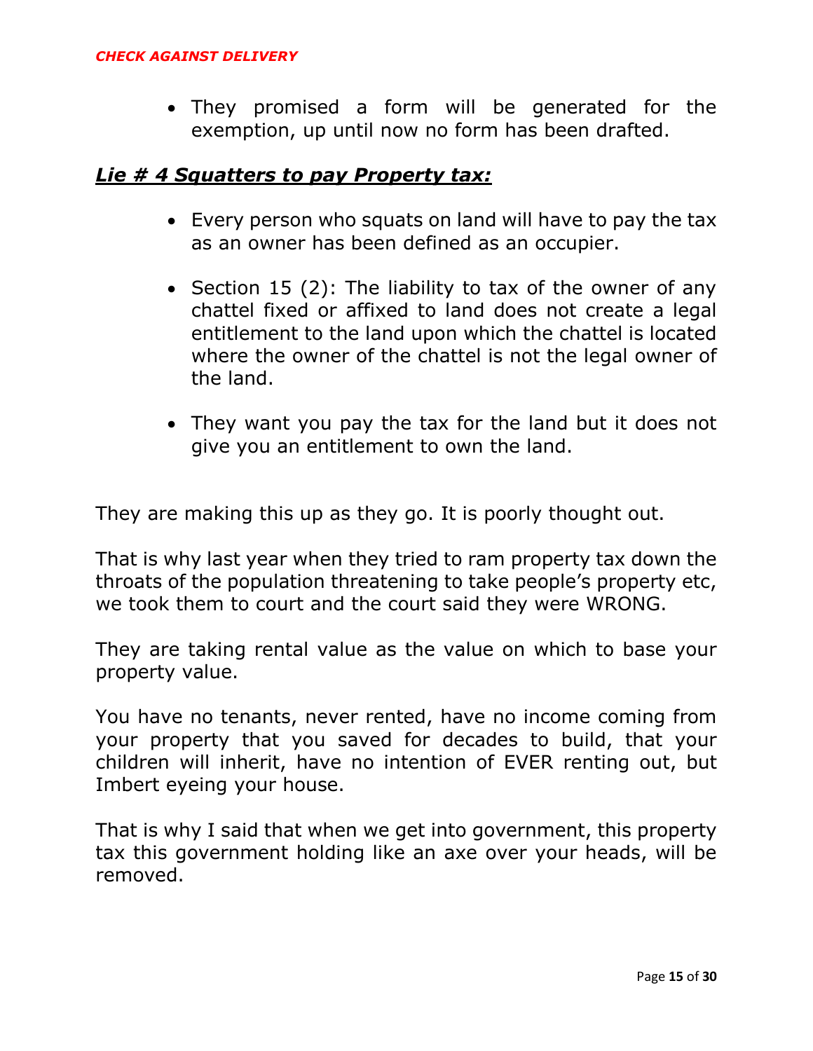- They promised a form will be generated for the exemption, up until now no form has been drafted.

## ***Lie # 4 Squatters to pay Property tax:***

- Every person who squats on land will have to pay the tax as an owner has been defined as an occupier.
- Section 15 (2): The liability to tax of the owner of any chattel fixed or affixed to land does not create a legal entitlement to the land upon which the chattel is located where the owner of the chattel is not the legal owner of the land.
- They want you pay the tax for the land but it does not give you an entitlement to own the land.

They are making this up as they go. It is poorly thought out.

That is why last year when they tried to ram property tax down the throats of the population threatening to take people's property etc, we took them to court and the court said they were WRONG.

They are taking rental value as the value on which to base your property value.

You have no tenants, never rented, have no income coming from your property that you saved for decades to build, that your children will inherit, have no intention of EVER renting out, but Imbert eyeing your house.

That is why I said that when we get into government, this property tax this government holding like an axe over your heads, will be removed.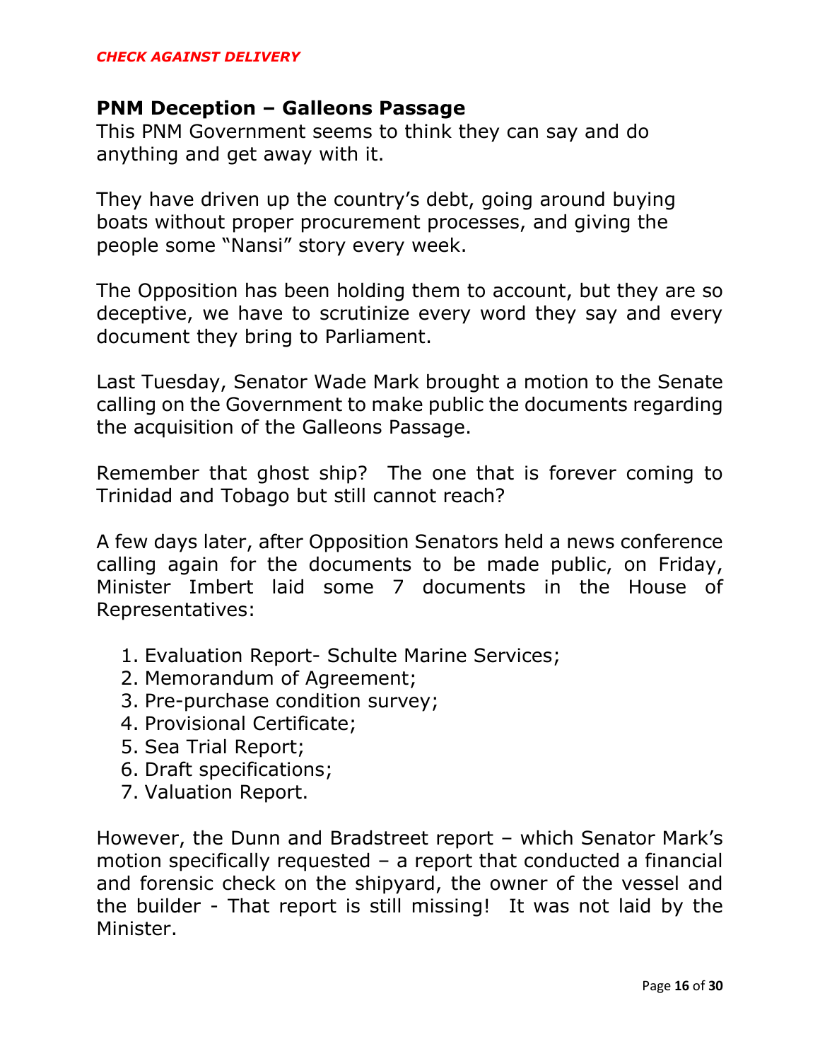*CHECK AGAINST DELIVERY*

## PNM Deception – Galleons Passage

This PNM Government seems to think they can say and do anything and get away with it.

They have driven up the country's debt, going around buying boats without proper procurement processes, and giving the people some "Nansi" story every week.

The Opposition has been holding them to account, but they are so deceptive, we have to scrutinize every word they say and every document they bring to Parliament.

Last Tuesday, Senator Wade Mark brought a motion to the Senate calling on the Government to make public the documents regarding the acquisition of the Galleons Passage.

Remember that ghost ship? The one that is forever coming to Trinidad and Tobago but still cannot reach?

A few days later, after Opposition Senators held a news conference calling again for the documents to be made public, on Friday, Minister Imbert laid some 7 documents in the House of Representatives:

1. Evaluation Report- Schulte Marine Services;
2. Memorandum of Agreement;
3. Pre-purchase condition survey;
4. Provisional Certificate;
5. Sea Trial Report;
6. Draft specifications;
7. Valuation Report.

However, the Dunn and Bradstreet report – which Senator Mark's motion specifically requested – a report that conducted a financial and forensic check on the shipyard, the owner of the vessel and the builder - That report is still missing! It was not laid by the Minister.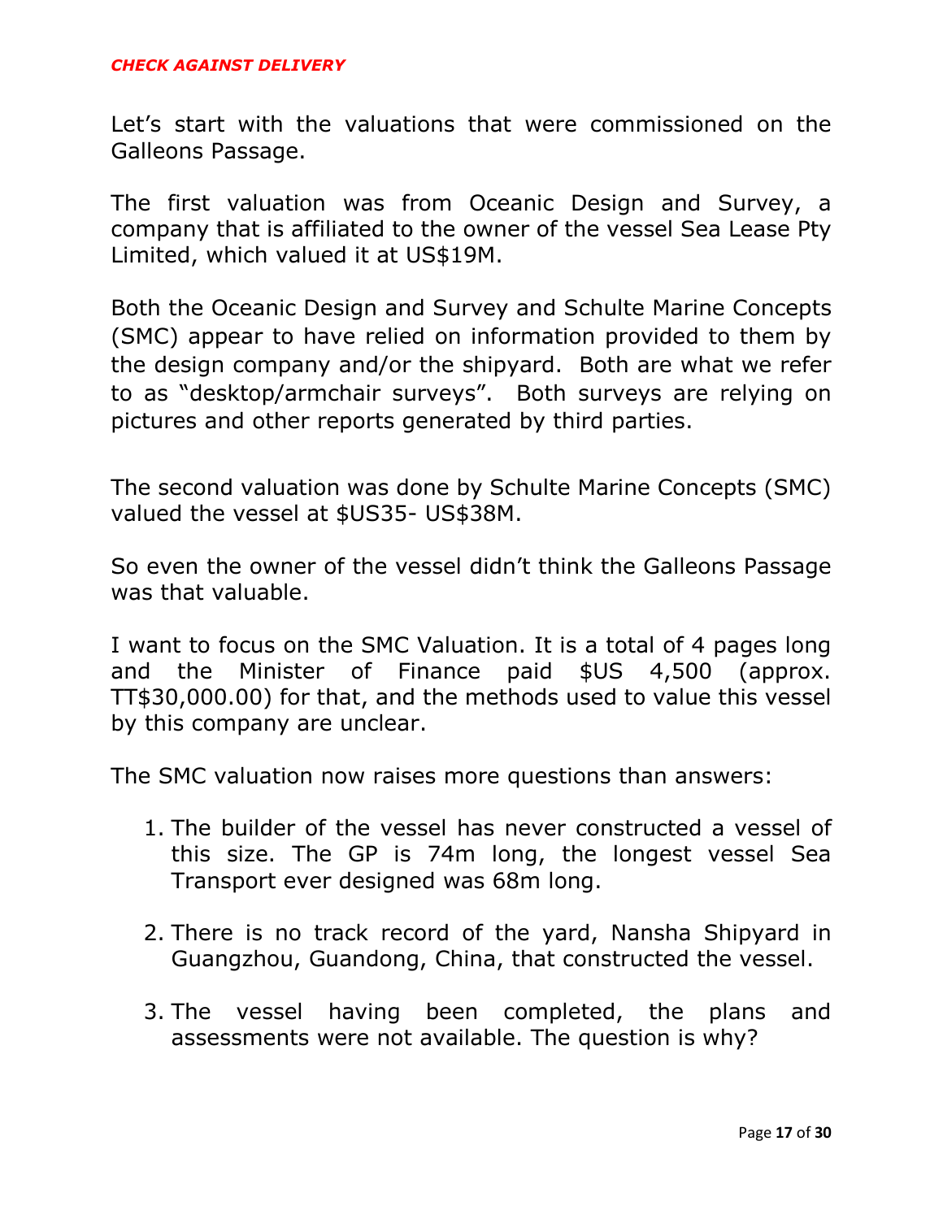***CHECK AGAINST DELIVERY***

Let's start with the valuations that were commissioned on the Galleons Passage.

The first valuation was from Oceanic Design and Survey, a company that is affiliated to the owner of the vessel Sea Lease Pty Limited, which valued it at US$19M.

Both the Oceanic Design and Survey and Schulte Marine Concepts (SMC) appear to have relied on information provided to them by the design company and/or the shipyard. Both are what we refer to as "desktop/armchair surveys". Both surveys are relying on pictures and other reports generated by third parties.

The second valuation was done by Schulte Marine Concepts (SMC) valued the vessel at $US35- US$38M.

So even the owner of the vessel didn't think the Galleons Passage was that valuable.

I want to focus on the SMC Valuation. It is a total of 4 pages long and the Minister of Finance paid $US 4,500 (approx. TT$30,000.00) for that, and the methods used to value this vessel by this company are unclear.

The SMC valuation now raises more questions than answers:

1. The builder of the vessel has never constructed a vessel of this size. The GP is 74m long, the longest vessel Sea Transport ever designed was 68m long.
2. There is no track record of the yard, Nansha Shipyard in Guangzhou, Guandong, China, that constructed the vessel.
3. The vessel having been completed, the plans and assessments were not available. The question is why?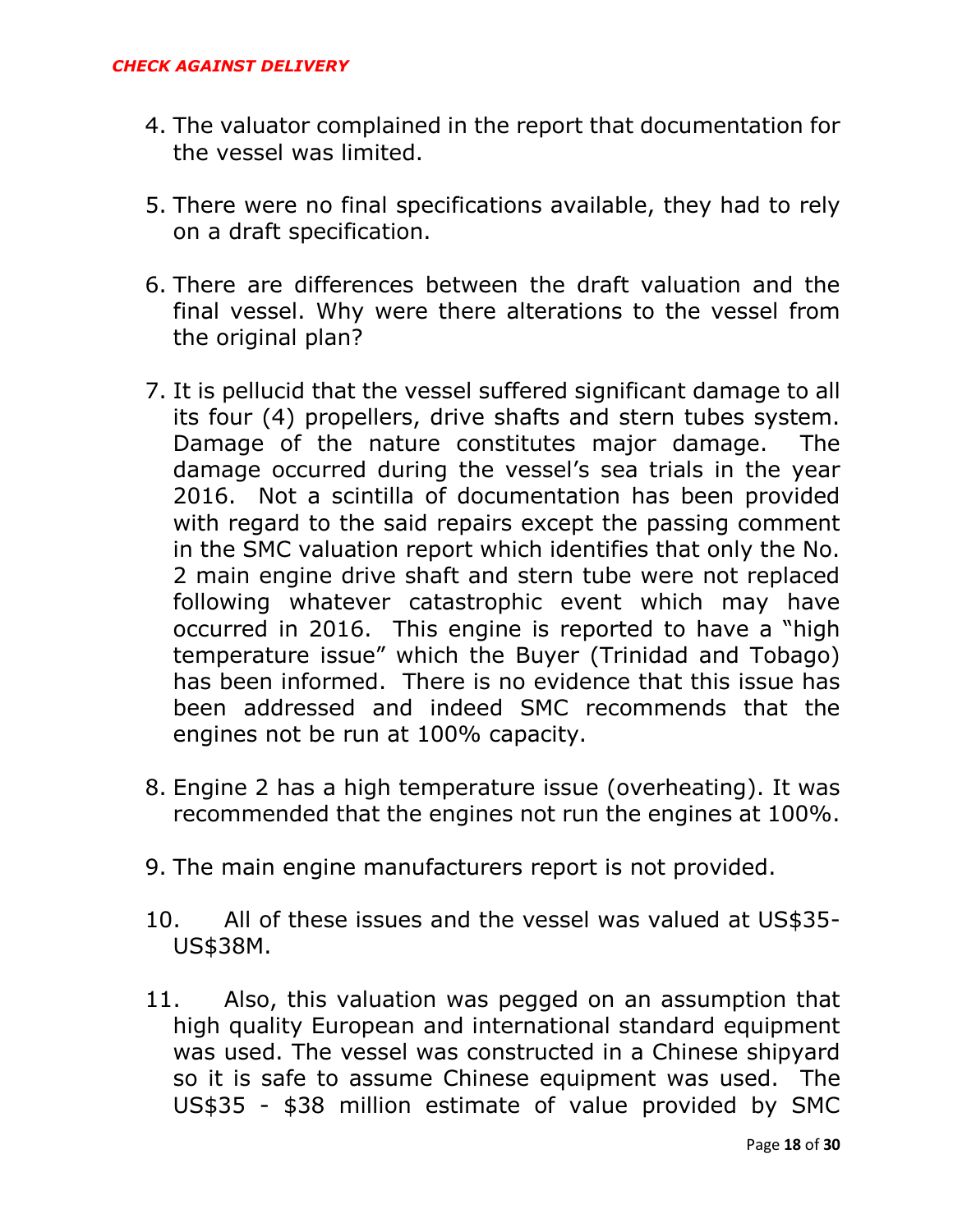*CHECK AGAINST DELIVERY*

4. The valuator complained in the report that documentation for the vessel was limited.

5. There were no final specifications available, they had to rely on a draft specification.

6. There are differences between the draft valuation and the final vessel. Why were there alterations to the vessel from the original plan?

7. It is pellucid that the vessel suffered significant damage to all its four (4) propellers, drive shafts and stern tubes system. Damage of the nature constitutes major damage. The damage occurred during the vessel's sea trials in the year 2016. Not a scintilla of documentation has been provided with regard to the said repairs except the passing comment in the SMC valuation report which identifies that only the No. 2 main engine drive shaft and stern tube were not replaced following whatever catastrophic event which may have occurred in 2016. This engine is reported to have a "high temperature issue" which the Buyer (Trinidad and Tobago) has been informed. There is no evidence that this issue has been addressed and indeed SMC recommends that the engines not be run at 100% capacity.

8. Engine 2 has a high temperature issue (overheating). It was recommended that the engines not run the engines at 100%.

9. The main engine manufacturers report is not provided.

10. All of these issues and the vessel was valued at US$35-US$38M.

11. Also, this valuation was pegged on an assumption that high quality European and international standard equipment was used. The vessel was constructed in a Chinese shipyard so it is safe to assume Chinese equipment was used. The US$35 - $38 million estimate of value provided by SMC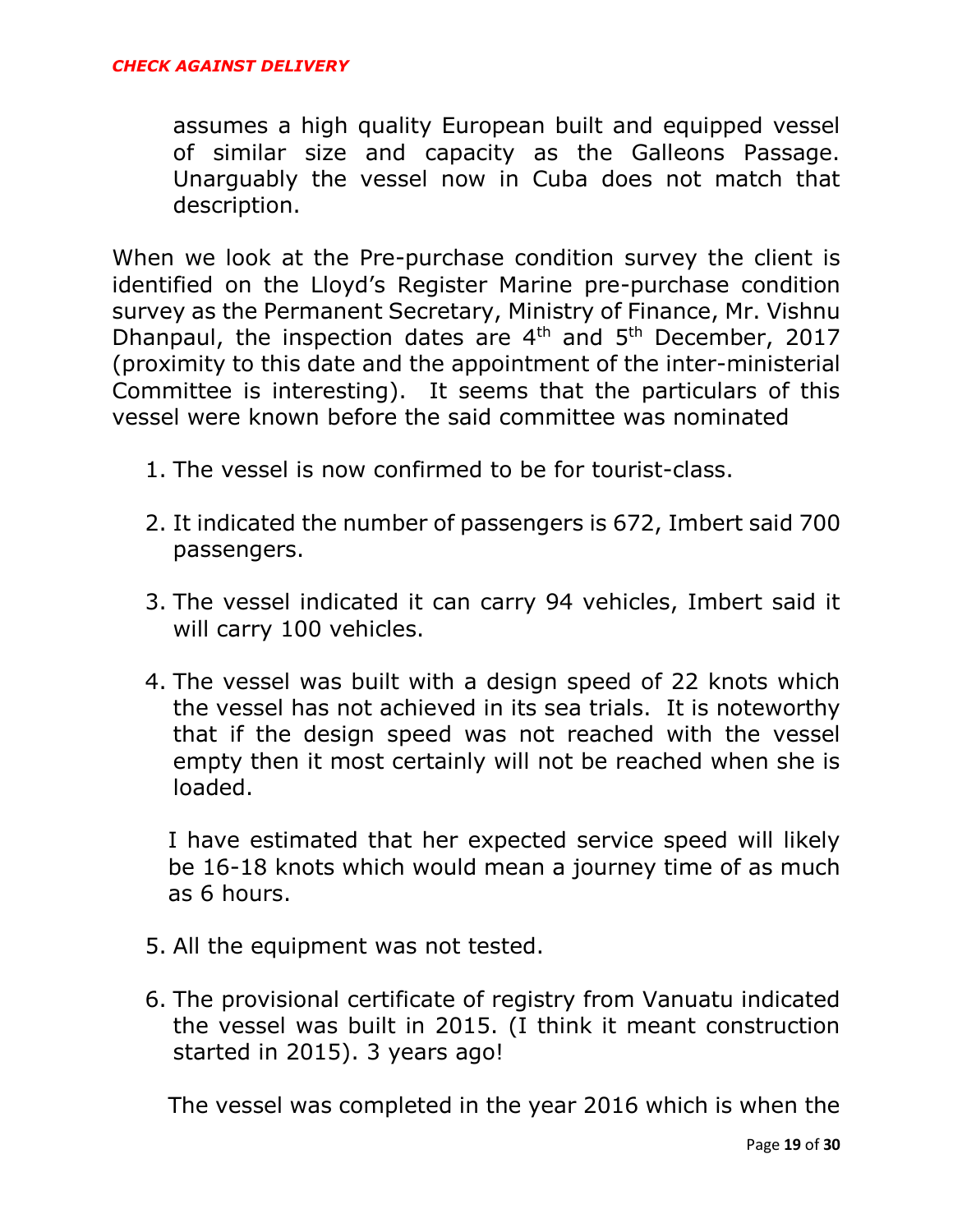assumes a high quality European built and equipped vessel of similar size and capacity as the Galleons Passage. Unarguably the vessel now in Cuba does not match that description.

When we look at the Pre-purchase condition survey the client is identified on the Lloyd's Register Marine pre-purchase condition survey as the Permanent Secretary, Ministry of Finance, Mr. Vishnu Dhanpaul, the inspection dates are 4th and 5th December, 2017 (proximity to this date and the appointment of the inter-ministerial Committee is interesting). It seems that the particulars of this vessel were known before the said committee was nominated

1. The vessel is now confirmed to be for tourist-class.

2. It indicated the number of passengers is 672, Imbert said 700 passengers.

3. The vessel indicated it can carry 94 vehicles, Imbert said it will carry 100 vehicles.

4. The vessel was built with a design speed of 22 knots which the vessel has not achieved in its sea trials. It is noteworthy that if the design speed was not reached with the vessel empty then it most certainly will not be reached when she is loaded.

   I have estimated that her expected service speed will likely be 16-18 knots which would mean a journey time of as much as 6 hours.

5. All the equipment was not tested.

6. The provisional certificate of registry from Vanuatu indicated the vessel was built in 2015. (I think it meant construction started in 2015). 3 years ago!

   The vessel was completed in the year 2016 which is when the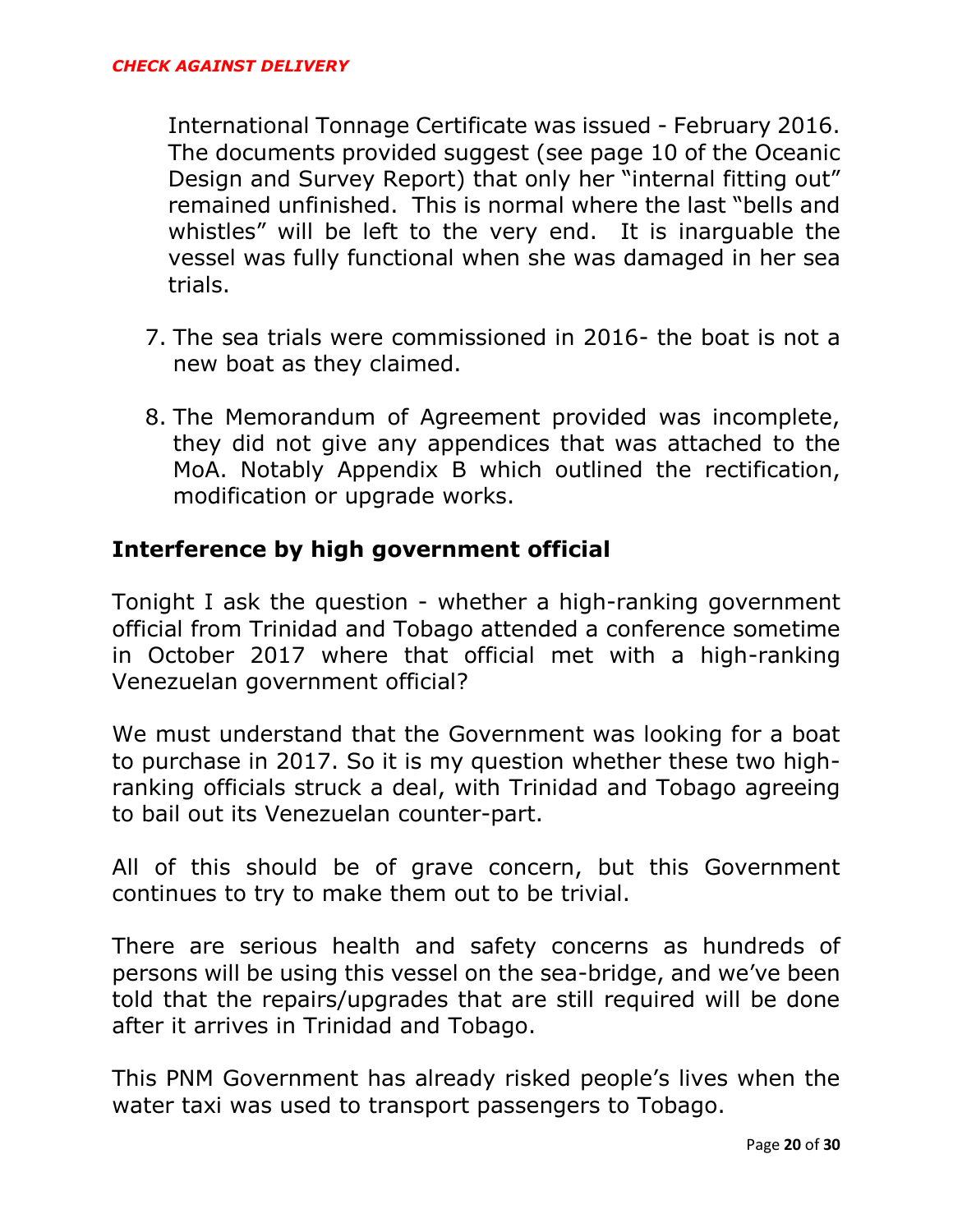*CHECK AGAINST DELIVERY*

International Tonnage Certificate was issued - February 2016. The documents provided suggest (see page 10 of the Oceanic Design and Survey Report) that only her "internal fitting out" remained unfinished. This is normal where the last "bells and whistles" will be left to the very end. It is inarguable the vessel was fully functional when she was damaged in her sea trials.

7. The sea trials were commissioned in 2016- the boat is not a new boat as they claimed.

8. The Memorandum of Agreement provided was incomplete, they did not give any appendices that was attached to the MoA. Notably Appendix B which outlined the rectification, modification or upgrade works.

## Interference by high government official

Tonight I ask the question - whether a high-ranking government official from Trinidad and Tobago attended a conference sometime in October 2017 where that official met with a high-ranking Venezuelan government official?

We must understand that the Government was looking for a boat to purchase in 2017. So it is my question whether these two high-ranking officials struck a deal, with Trinidad and Tobago agreeing to bail out its Venezuelan counter-part.

All of this should be of grave concern, but this Government continues to try to make them out to be trivial.

There are serious health and safety concerns as hundreds of persons will be using this vessel on the sea-bridge, and we've been told that the repairs/upgrades that are still required will be done after it arrives in Trinidad and Tobago.

This PNM Government has already risked people's lives when the water taxi was used to transport passengers to Tobago.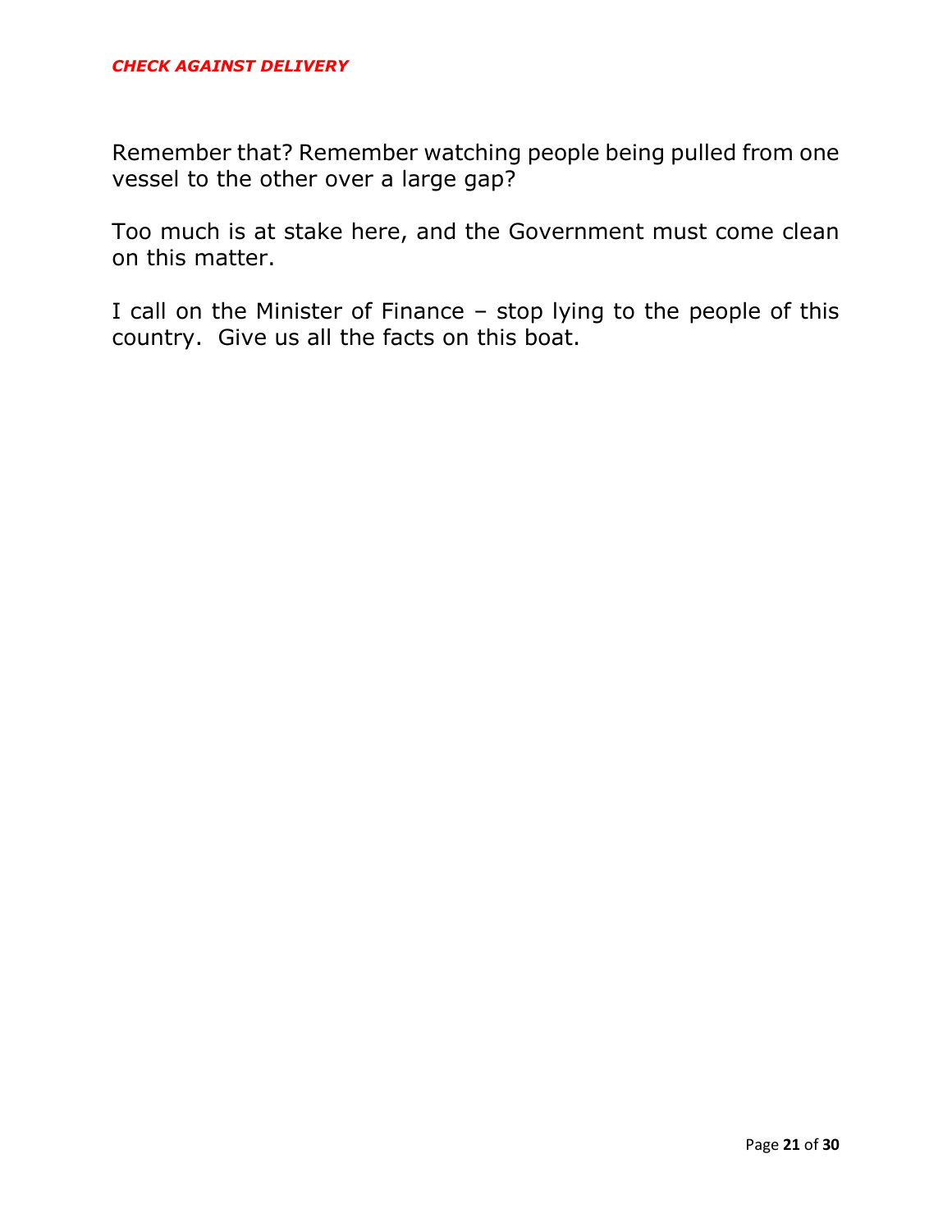Remember that? Remember watching people being pulled from one vessel to the other over a large gap?

Too much is at stake here, and the Government must come clean on this matter.

I call on the Minister of Finance – stop lying to the people of this country. Give us all the facts on this boat.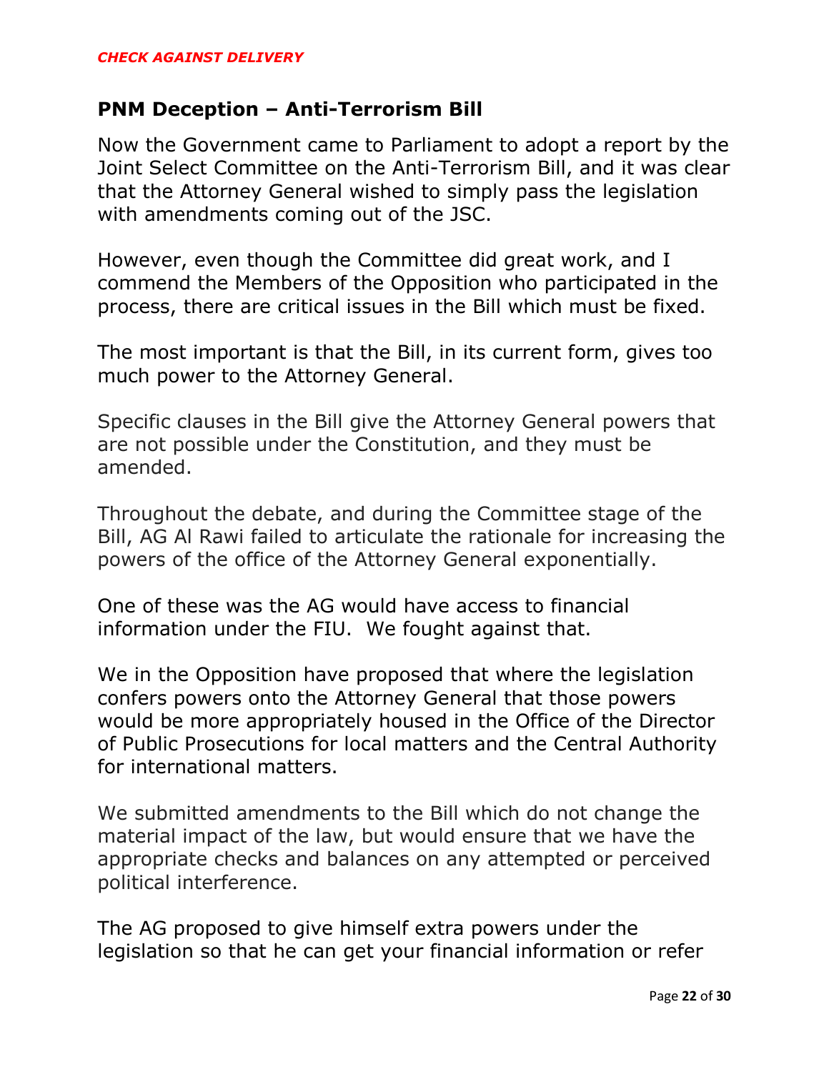*CHECK AGAINST DELIVERY*

## PNM Deception – Anti-Terrorism Bill

Now the Government came to Parliament to adopt a report by the Joint Select Committee on the Anti-Terrorism Bill, and it was clear that the Attorney General wished to simply pass the legislation with amendments coming out of the JSC.

However, even though the Committee did great work, and I commend the Members of the Opposition who participated in the process, there are critical issues in the Bill which must be fixed.

The most important is that the Bill, in its current form, gives too much power to the Attorney General.

Specific clauses in the Bill give the Attorney General powers that are not possible under the Constitution, and they must be amended.

Throughout the debate, and during the Committee stage of the Bill, AG Al Rawi failed to articulate the rationale for increasing the powers of the office of the Attorney General exponentially.

One of these was the AG would have access to financial information under the FIU. We fought against that.

We in the Opposition have proposed that where the legislation confers powers onto the Attorney General that those powers would be more appropriately housed in the Office of the Director of Public Prosecutions for local matters and the Central Authority for international matters.

We submitted amendments to the Bill which do not change the material impact of the law, but would ensure that we have the appropriate checks and balances on any attempted or perceived political interference.

The AG proposed to give himself extra powers under the legislation so that he can get your financial information or refer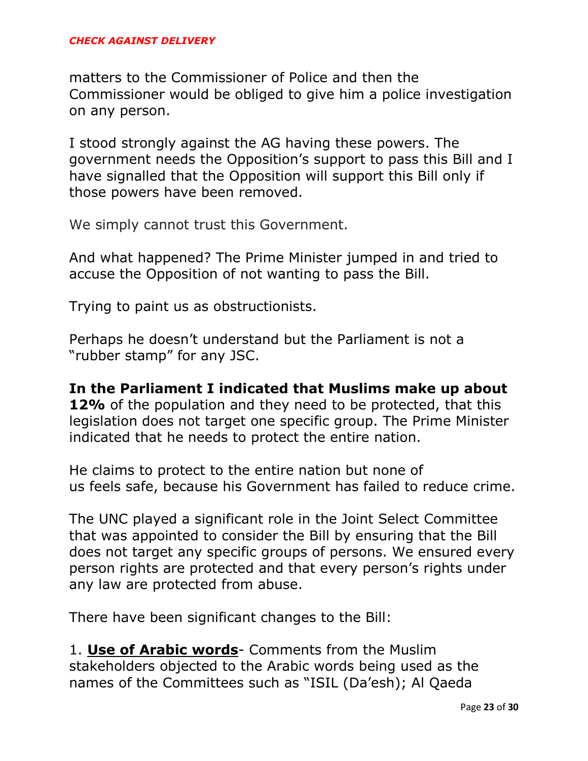matters to the Commissioner of Police and then the Commissioner would be obliged to give him a police investigation on any person.

I stood strongly against the AG having these powers. The government needs the Opposition's support to pass this Bill and I have signalled that the Opposition will support this Bill only if those powers have been removed.

We simply cannot trust this Government.

And what happened? The Prime Minister jumped in and tried to accuse the Opposition of not wanting to pass the Bill.

Trying to paint us as obstructionists.

Perhaps he doesn't understand but the Parliament is not a "rubber stamp" for any JSC.

**In the Parliament I indicated that Muslims make up about 12%** of the population and they need to be protected, that this legislation does not target one specific group. The Prime Minister indicated that he needs to protect the entire nation.

He claims to protect to the entire nation but none of us feels safe, because his Government has failed to reduce crime.

The UNC played a significant role in the Joint Select Committee that was appointed to consider the Bill by ensuring that the Bill does not target any specific groups of persons. We ensured every person rights are protected and that every person's rights under any law are protected from abuse.

There have been significant changes to the Bill:

1. **Use of Arabic words**- Comments from the Muslim stakeholders objected to the Arabic words being used as the names of the Committees such as "ISIL (Da'esh); Al Qaeda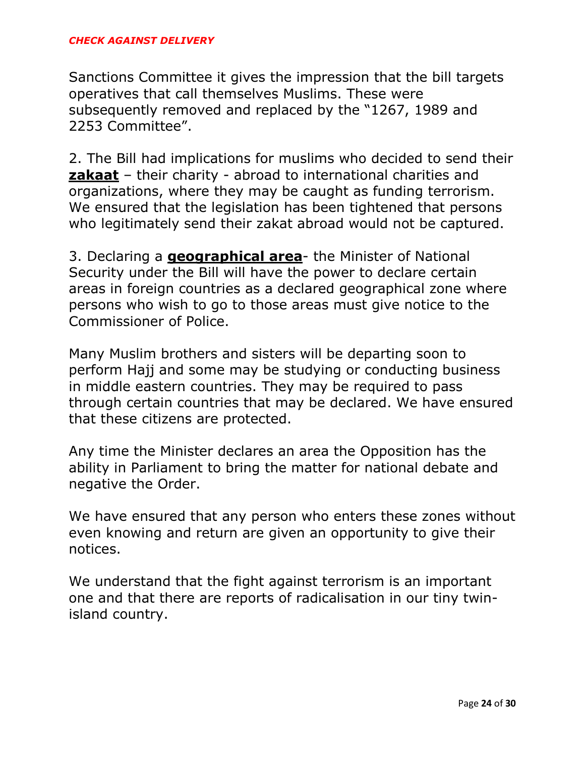Sanctions Committee it gives the impression that the bill targets operatives that call themselves Muslims. These were subsequently removed and replaced by the "1267, 1989 and 2253 Committee".

2. The Bill had implications for muslims who decided to send their **zakaat** – their charity - abroad to international charities and organizations, where they may be caught as funding terrorism. We ensured that the legislation has been tightened that persons who legitimately send their zakat abroad would not be captured.

3. Declaring a **geographical area**- the Minister of National Security under the Bill will have the power to declare certain areas in foreign countries as a declared geographical zone where persons who wish to go to those areas must give notice to the Commissioner of Police.

Many Muslim brothers and sisters will be departing soon to perform Hajj and some may be studying or conducting business in middle eastern countries. They may be required to pass through certain countries that may be declared. We have ensured that these citizens are protected.

Any time the Minister declares an area the Opposition has the ability in Parliament to bring the matter for national debate and negative the Order.

We have ensured that any person who enters these zones without even knowing and return are given an opportunity to give their notices.

We understand that the fight against terrorism is an important one and that there are reports of radicalisation in our tiny twin-island country.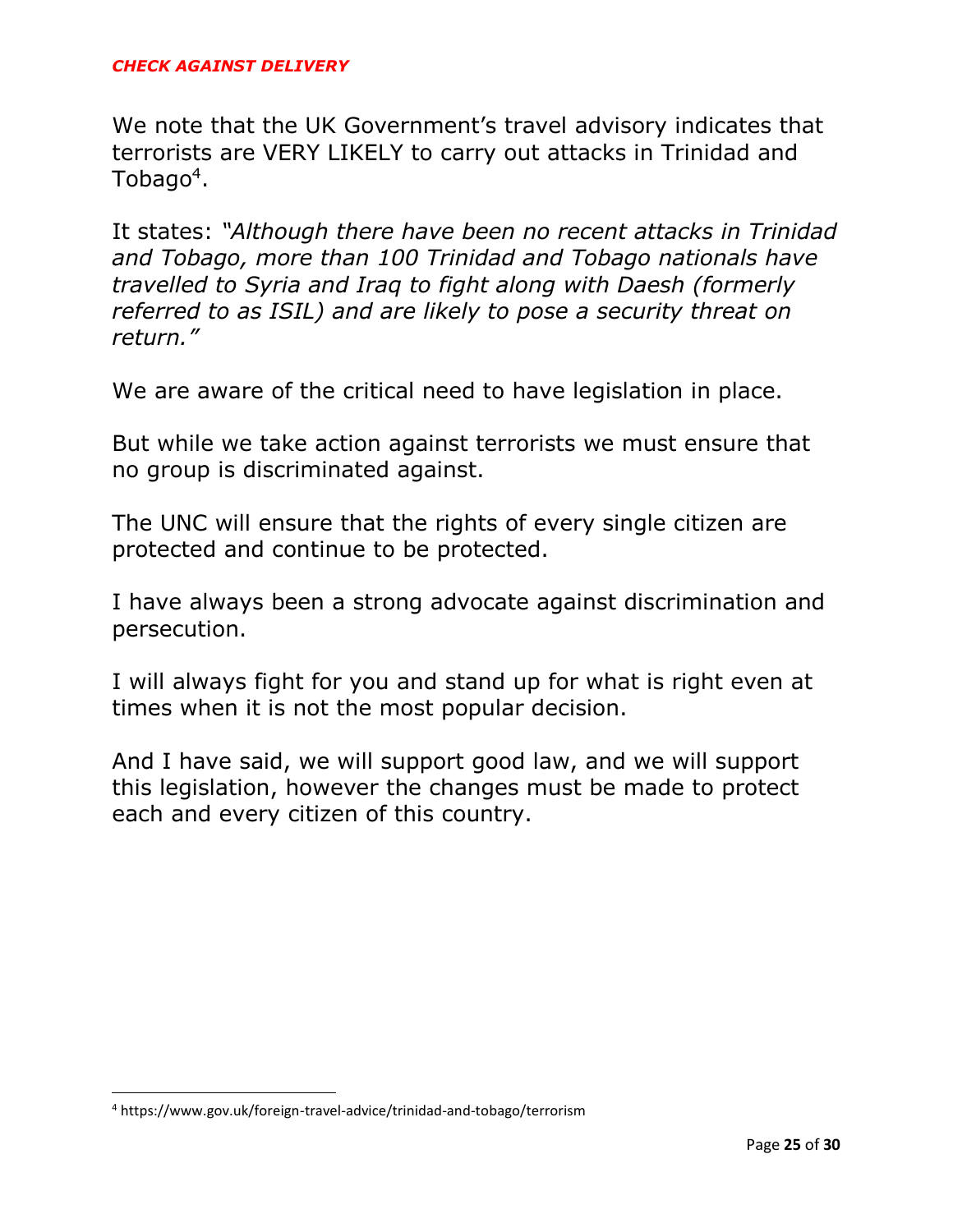We note that the UK Government's travel advisory indicates that terrorists are VERY LIKELY to carry out attacks in Trinidad and Tobago[4].

It states: *"Although there have been no recent attacks in Trinidad and Tobago, more than 100 Trinidad and Tobago nationals have travelled to Syria and Iraq to fight along with Daesh (formerly referred to as ISIL) and are likely to pose a security threat on return."*

We are aware of the critical need to have legislation in place.

But while we take action against terrorists we must ensure that no group is discriminated against.

The UNC will ensure that the rights of every single citizen are protected and continue to be protected.

I have always been a strong advocate against discrimination and persecution.

I will always fight for you and stand up for what is right even at times when it is not the most popular decision.

And I have said, we will support good law, and we will support this legislation, however the changes must be made to protect each and every citizen of this country.

---

[4] https://www.gov.uk/foreign-travel-advice/trinidad-and-tobago/terrorism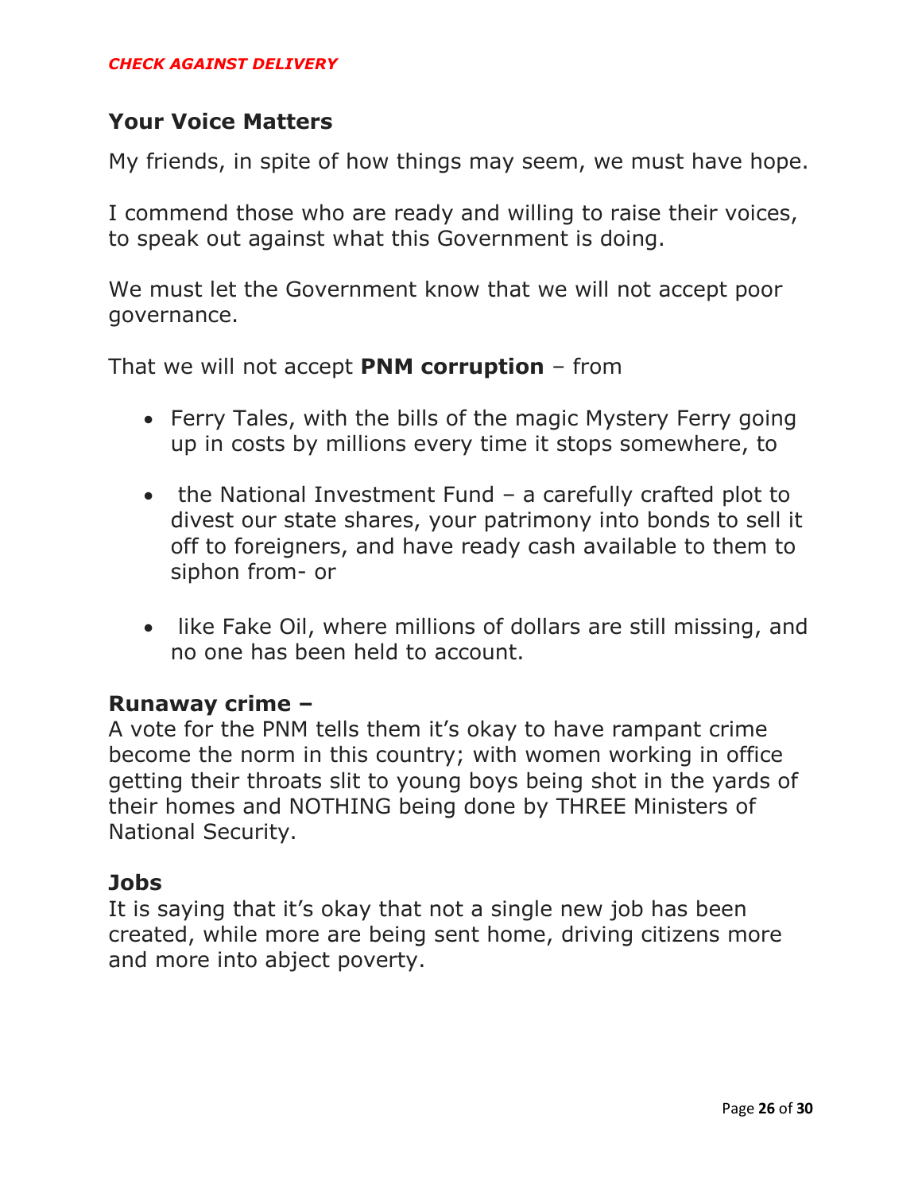*CHECK AGAINST DELIVERY*

## Your Voice Matters

My friends, in spite of how things may seem, we must have hope.

I commend those who are ready and willing to raise their voices, to speak out against what this Government is doing.

We must let the Government know that we will not accept poor governance.

That we will not accept **PNM corruption** – from

- Ferry Tales, with the bills of the magic Mystery Ferry going up in costs by millions every time it stops somewhere, to
- the National Investment Fund – a carefully crafted plot to divest our state shares, your patrimony into bonds to sell it off to foreigners, and have ready cash available to them to siphon from- or
- like Fake Oil, where millions of dollars are still missing, and no one has been held to account.

### Runaway crime –

A vote for the PNM tells them it's okay to have rampant crime become the norm in this country; with women working in office getting their throats slit to young boys being shot in the yards of their homes and NOTHING being done by THREE Ministers of National Security.

### Jobs

It is saying that it's okay that not a single new job has been created, while more are being sent home, driving citizens more and more into abject poverty.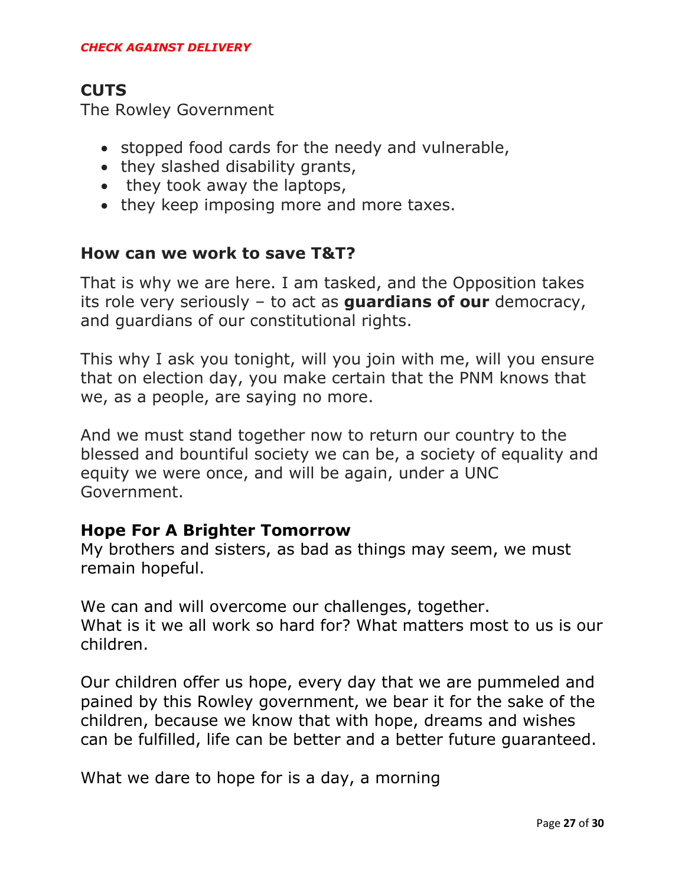*CHECK AGAINST DELIVERY*

## CUTS

The Rowley Government

- stopped food cards for the needy and vulnerable,
- they slashed disability grants,
- they took away the laptops,
- they keep imposing more and more taxes.

## How can we work to save T&T?

That is why we are here. I am tasked, and the Opposition takes its role very seriously – to act as **guardians of our** democracy, and guardians of our constitutional rights.

This why I ask you tonight, will you join with me, will you ensure that on election day, you make certain that the PNM knows that we, as a people, are saying no more.

And we must stand together now to return our country to the blessed and bountiful society we can be, a society of equality and equity we were once, and will be again, under a UNC Government.

## Hope For A Brighter Tomorrow

My brothers and sisters, as bad as things may seem, we must remain hopeful.

We can and will overcome our challenges, together.
What is it we all work so hard for? What matters most to us is our children.

Our children offer us hope, every day that we are pummeled and pained by this Rowley government, we bear it for the sake of the children, because we know that with hope, dreams and wishes can be fulfilled, life can be better and a better future guaranteed.

What we dare to hope for is a day, a morning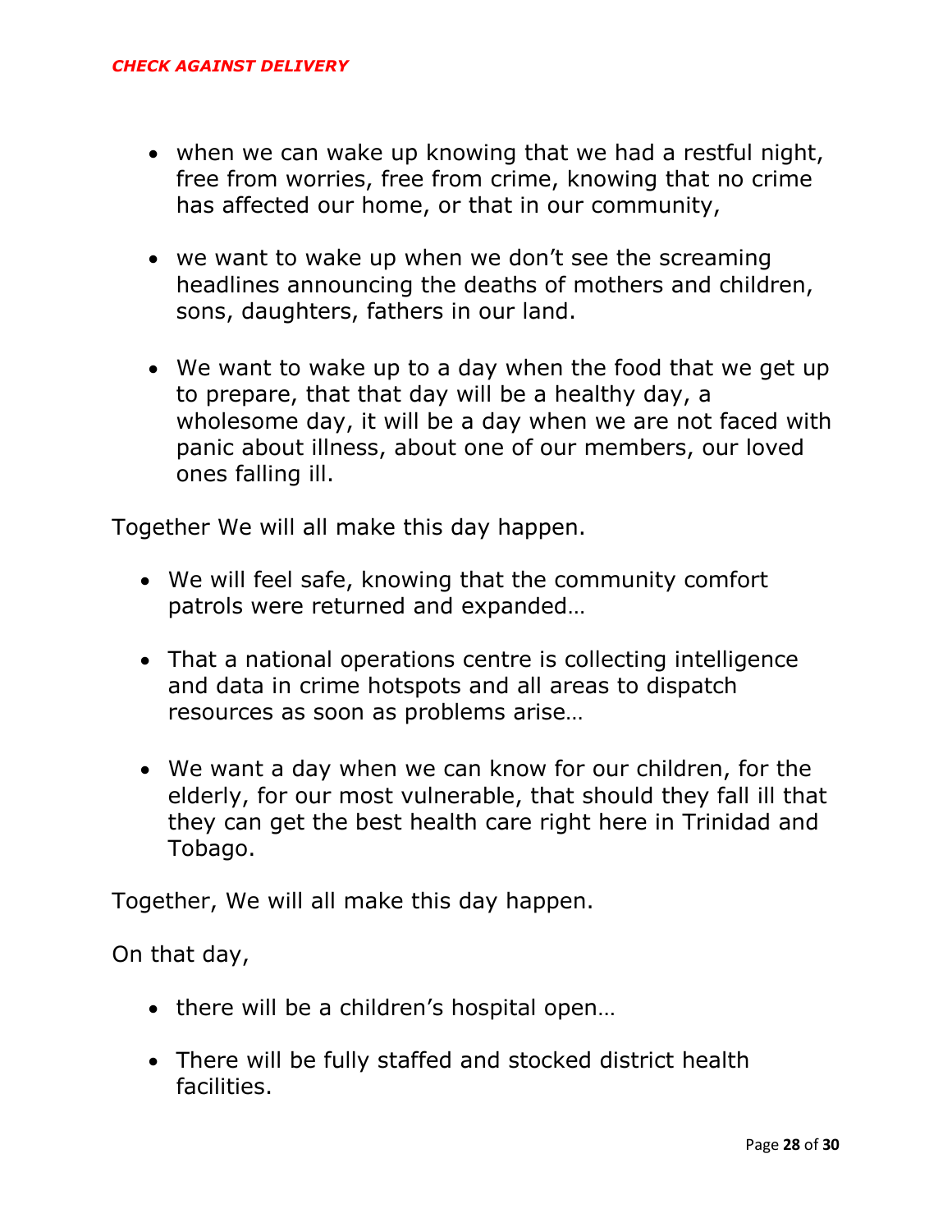*CHECK AGAINST DELIVERY*

- when we can wake up knowing that we had a restful night, free from worries, free from crime, knowing that no crime has affected our home, or that in our community,
- we want to wake up when we don't see the screaming headlines announcing the deaths of mothers and children, sons, daughters, fathers in our land.
- We want to wake up to a day when the food that we get up to prepare, that that day will be a healthy day, a wholesome day, it will be a day when we are not faced with panic about illness, about one of our members, our loved ones falling ill.

Together We will all make this day happen.

- We will feel safe, knowing that the community comfort patrols were returned and expanded…
- That a national operations centre is collecting intelligence and data in crime hotspots and all areas to dispatch resources as soon as problems arise…
- We want a day when we can know for our children, for the elderly, for our most vulnerable, that should they fall ill that they can get the best health care right here in Trinidad and Tobago.

Together, We will all make this day happen.

On that day,

- there will be a children's hospital open…
- There will be fully staffed and stocked district health facilities.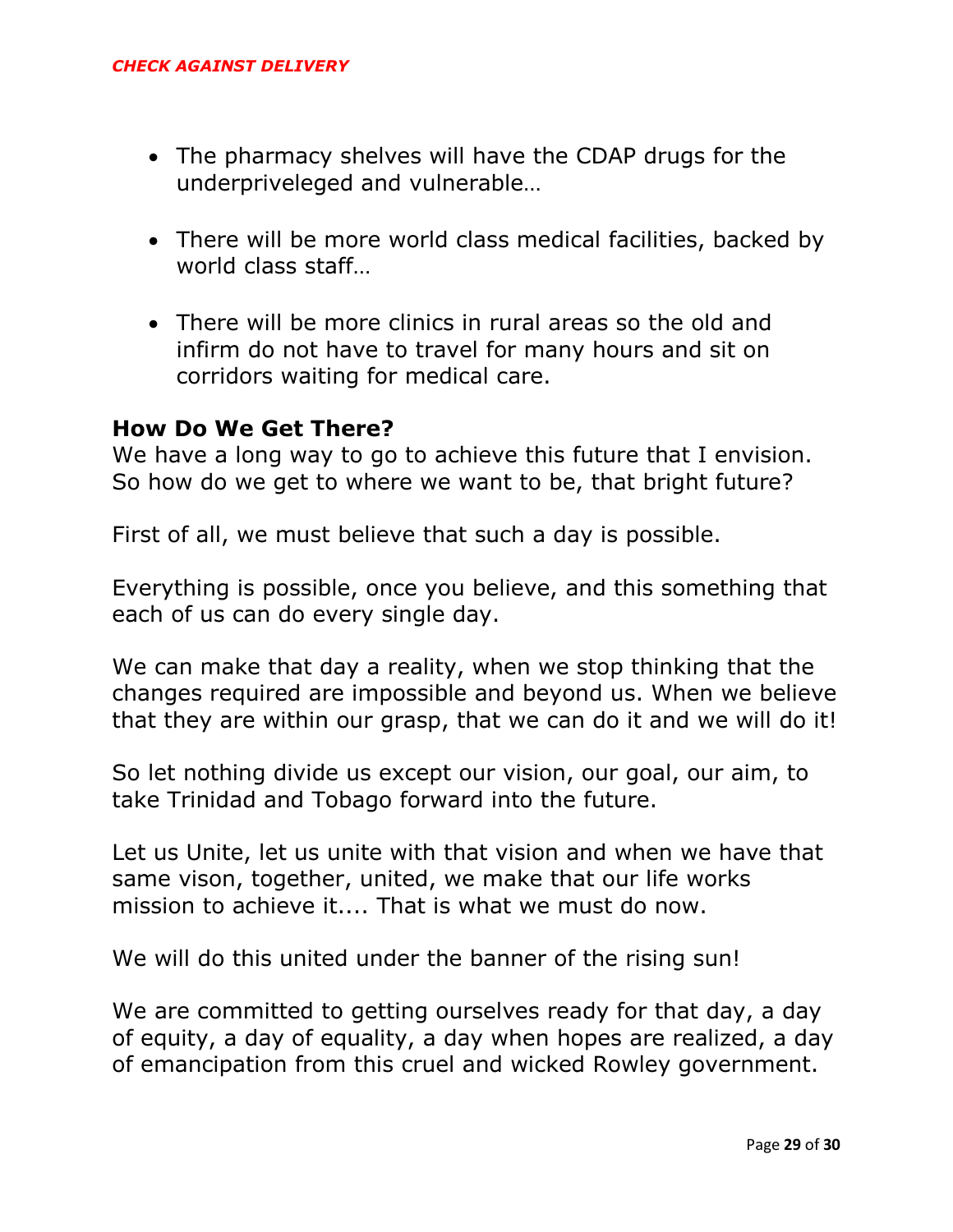- The pharmacy shelves will have the CDAP drugs for the underpriveleged and vulnerable…

- There will be more world class medical facilities, backed by world class staff…

- There will be more clinics in rural areas so the old and infirm do not have to travel for many hours and sit on corridors waiting for medical care.

**How Do We Get There?**

We have a long way to go to achieve this future that I envision. So how do we get to where we want to be, that bright future?

First of all, we must believe that such a day is possible.

Everything is possible, once you believe, and this something that each of us can do every single day.

We can make that day a reality, when we stop thinking that the changes required are impossible and beyond us. When we believe that they are within our grasp, that we can do it and we will do it!

So let nothing divide us except our vision, our goal, our aim, to take Trinidad and Tobago forward into the future.

Let us Unite, let us unite with that vision and when we have that same vison, together, united, we make that our life works mission to achieve it.... That is what we must do now.

We will do this united under the banner of the rising sun!

We are committed to getting ourselves ready for that day, a day of equity, a day of equality, a day when hopes are realized, a day of emancipation from this cruel and wicked Rowley government.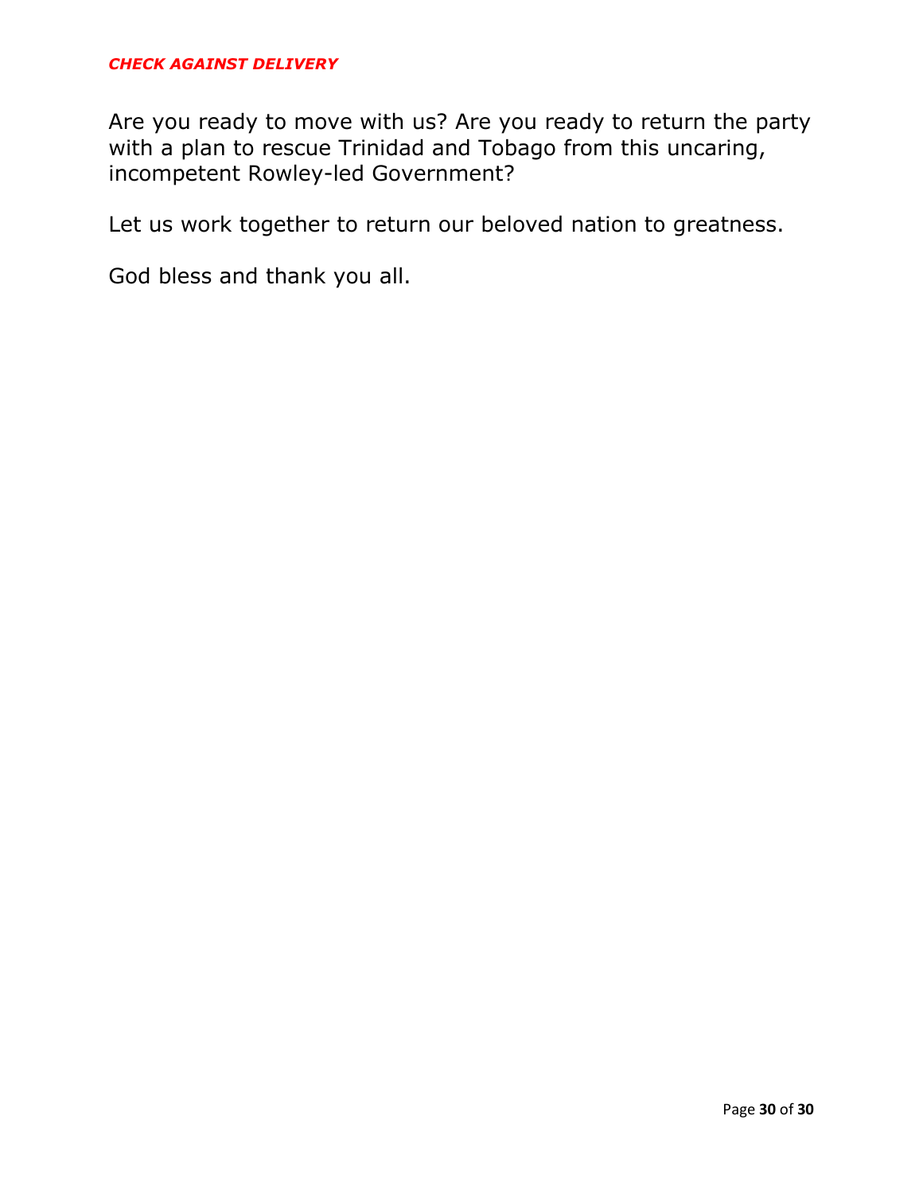Are you ready to move with us? Are you ready to return the party with a plan to rescue Trinidad and Tobago from this uncaring, incompetent Rowley-led Government?

Let us work together to return our beloved nation to greatness.

God bless and thank you all.